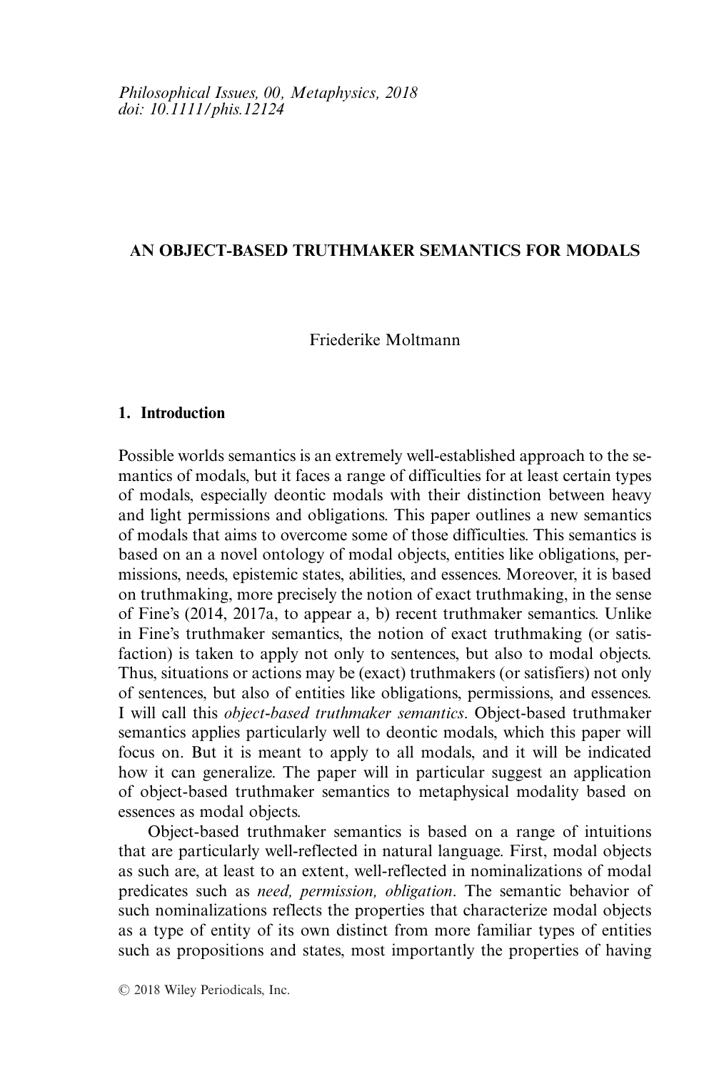Philosophical Issues, 00, Metaphysics, 2018
doi: 10.1111/phis.12124

# AN OBJECT-BASED TRUTHMAKER SEMANTICS FOR MODALS

Friederike Moltmann

## 1. Introduction

Possible worlds semantics is an extremely well-established approach to the semantics of modals, but it faces a range of difficulties for at least certain types of modals, especially deontic modals with their distinction between heavy and light permissions and obligations. This paper outlines a new semantics of modals that aims to overcome some of those difficulties. This semantics is based on an a novel ontology of modal objects, entities like obligations, permissions, needs, epistemic states, abilities, and essences. Moreover, it is based on truthmaking, more precisely the notion of exact truthmaking, in the sense of Fine's (2014, 2017a, to appear a, b) recent truthmaker semantics. Unlike in Fine's truthmaker semantics, the notion of exact truthmaking (or satisfaction) is taken to apply not only to sentences, but also to modal objects. Thus, situations or actions may be (exact) truthmakers (or satisfiers) not only of sentences, but also of entities like obligations, permissions, and essences. I will call this *object-based truthmaker semantics*. Object-based truthmaker semantics applies particularly well to deontic modals, which this paper will focus on. But it is meant to apply to all modals, and it will be indicated how it can generalize. The paper will in particular suggest an application of object-based truthmaker semantics to metaphysical modality based on essences as modal objects.

Object-based truthmaker semantics is based on a range of intuitions that are particularly well-reflected in natural language. First, modal objects as such are, at least to an extent, well-reflected in nominalizations of modal predicates such as *need, permission, obligation*. The semantic behavior of such nominalizations reflects the properties that characterize modal objects as a type of entity of its own distinct from more familiar types of entities such as propositions and states, most importantly the properties of having

© 2018 Wiley Periodicals, Inc.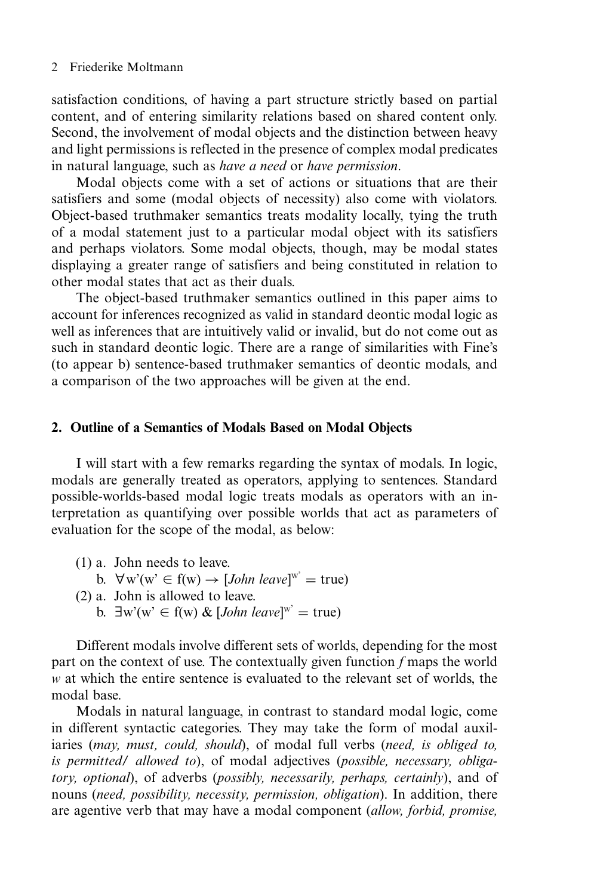satisfaction conditions, of having a part structure strictly based on partial content, and of entering similarity relations based on shared content only. Second, the involvement of modal objects and the distinction between heavy and light permissions is reflected in the presence of complex modal predicates in natural language, such as *have a need* or *have permission*.

Modal objects come with a set of actions or situations that are their satisfiers and some (modal objects of necessity) also come with violators. Object-based truthmaker semantics treats modality locally, tying the truth of a modal statement just to a particular modal object with its satisfiers and perhaps violators. Some modal objects, though, may be modal states displaying a greater range of satisfiers and being constituted in relation to other modal states that act as their duals.

The object-based truthmaker semantics outlined in this paper aims to account for inferences recognized as valid in standard deontic modal logic as well as inferences that are intuitively valid or invalid, but do not come out as such in standard deontic logic. There are a range of similarities with Fine's (to appear b) sentence-based truthmaker semantics of deontic modals, and a comparison of the two approaches will be given at the end.

## 2. Outline of a Semantics of Modals Based on Modal Objects

I will start with a few remarks regarding the syntax of modals. In logic, modals are generally treated as operators, applying to sentences. Standard possible-worlds-based modal logic treats modals as operators with an interpretation as quantifying over possible worlds that act as parameters of evaluation for the scope of the modal, as below:

(1) a. John needs to leave.
   b. $\forall w'(w' \in f(w) \rightarrow [\textit{John leave}]^{w'} = \text{true})$

(2) a. John is allowed to leave.
   b. $\exists w'(w' \in f(w) \;\&\; [\textit{John leave}]^{w'} = \text{true})$

Different modals involve different sets of worlds, depending for the most part on the context of use. The contextually given function *f* maps the world *w* at which the entire sentence is evaluated to the relevant set of worlds, the modal base.

Modals in natural language, in contrast to standard modal logic, come in different syntactic categories. They may take the form of modal auxiliaries (*may, must, could, should*), of modal full verbs (*need, is obliged to, is permitted/ allowed to*), of modal adjectives (*possible, necessary, obligatory, optional*), of adverbs (*possibly, necessarily, perhaps, certainly*), and of nouns (*need, possibility, necessity, permission, obligation*). In addition, there are agentive verb that may have a modal component (*allow, forbid, promise,*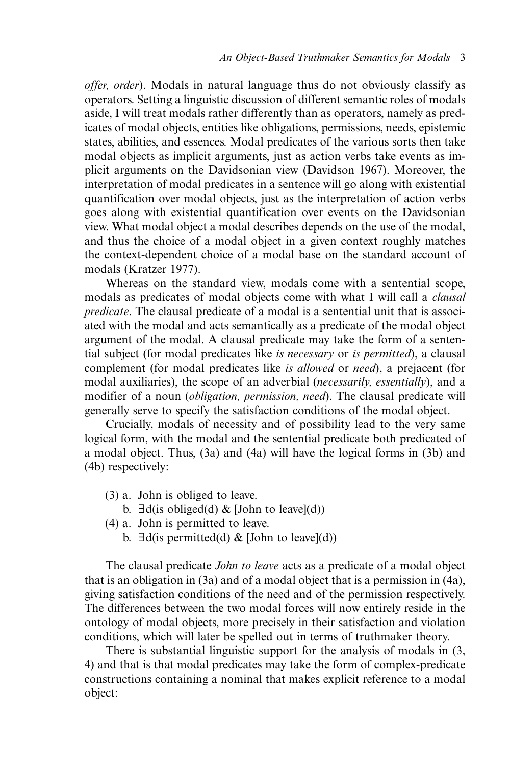*offer, order*). Modals in natural language thus do not obviously classify as operators. Setting a linguistic discussion of different semantic roles of modals aside, I will treat modals rather differently than as operators, namely as predicates of modal objects, entities like obligations, permissions, needs, epistemic states, abilities, and essences. Modal predicates of the various sorts then take modal objects as implicit arguments, just as action verbs take events as implicit arguments on the Davidsonian view (Davidson 1967). Moreover, the interpretation of modal predicates in a sentence will go along with existential quantification over modal objects, just as the interpretation of action verbs goes along with existential quantification over events on the Davidsonian view. What modal object a modal describes depends on the use of the modal, and thus the choice of a modal object in a given context roughly matches the context-dependent choice of a modal base on the standard account of modals (Kratzer 1977).

Whereas on the standard view, modals come with a sentential scope, modals as predicates of modal objects come with what I will call a *clausal predicate*. The clausal predicate of a modal is a sentential unit that is associated with the modal and acts semantically as a predicate of the modal object argument of the modal. A clausal predicate may take the form of a sentential subject (for modal predicates like *is necessary* or *is permitted*), a clausal complement (for modal predicates like *is allowed* or *need*), a prejacent (for modal auxiliaries), the scope of an adverbial (*necessarily, essentially*), and a modifier of a noun (*obligation, permission, need*). The clausal predicate will generally serve to specify the satisfaction conditions of the modal object.

Crucially, modals of necessity and of possibility lead to the very same logical form, with the modal and the sentential predicate both predicated of a modal object. Thus, (3a) and (4a) will have the logical forms in (3b) and (4b) respectively:

(3) a. John is obliged to leave.
  b. $\exists d$(is obliged(d) & [John to leave](d))

(4) a. John is permitted to leave.
  b. $\exists d$(is permitted(d) & [John to leave](d))

The clausal predicate *John to leave* acts as a predicate of a modal object that is an obligation in (3a) and of a modal object that is a permission in (4a), giving satisfaction conditions of the need and of the permission respectively. The differences between the two modal forces will now entirely reside in the ontology of modal objects, more precisely in their satisfaction and violation conditions, which will later be spelled out in terms of truthmaker theory.

There is substantial linguistic support for the analysis of modals in (3, 4) and that is that modal predicates may take the form of complex-predicate constructions containing a nominal that makes explicit reference to a modal object: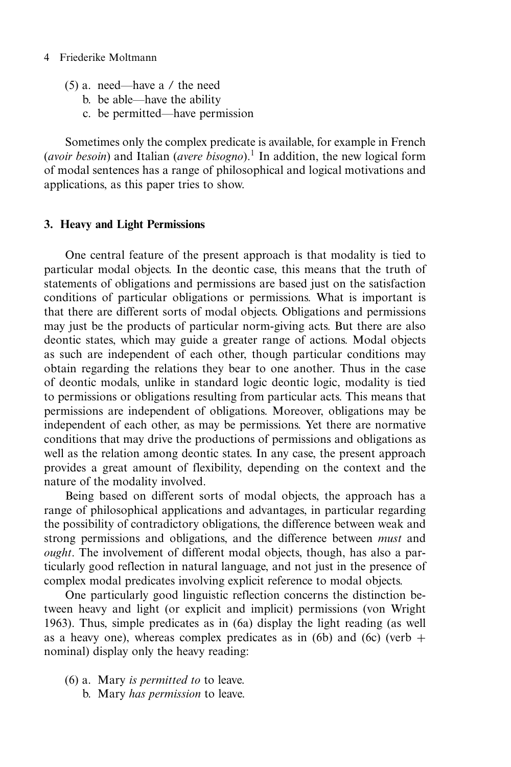(5) a. need—have a / the need
    b. be able—have the ability
    c. be permitted—have permission

Sometimes only the complex predicate is available, for example in French (*avoir besoin*) and Italian (*avere bisogno*).[1] In addition, the new logical form of modal sentences has a range of philosophical and logical motivations and applications, as this paper tries to show.

## 3. Heavy and Light Permissions

One central feature of the present approach is that modality is tied to particular modal objects. In the deontic case, this means that the truth of statements of obligations and permissions are based just on the satisfaction conditions of particular obligations or permissions. What is important is that there are different sorts of modal objects. Obligations and permissions may just be the products of particular norm-giving acts. But there are also deontic states, which may guide a greater range of actions. Modal objects as such are independent of each other, though particular conditions may obtain regarding the relations they bear to one another. Thus in the case of deontic modals, unlike in standard logic deontic logic, modality is tied to permissions or obligations resulting from particular acts. This means that permissions are independent of obligations. Moreover, obligations may be independent of each other, as may be permissions. Yet there are normative conditions that may drive the productions of permissions and obligations as well as the relation among deontic states. In any case, the present approach provides a great amount of flexibility, depending on the context and the nature of the modality involved.

Being based on different sorts of modal objects, the approach has a range of philosophical applications and advantages, in particular regarding the possibility of contradictory obligations, the difference between weak and strong permissions and obligations, and the difference between *must* and *ought*. The involvement of different modal objects, though, has also a particularly good reflection in natural language, and not just in the presence of complex modal predicates involving explicit reference to modal objects.

One particularly good linguistic reflection concerns the distinction between heavy and light (or explicit and implicit) permissions (von Wright 1963). Thus, simple predicates as in (6a) display the light reading (as well as a heavy one), whereas complex predicates as in (6b) and (6c) (verb + nominal) display only the heavy reading:

(6) a. Mary *is permitted to* to leave.
    b. Mary *has permission* to leave.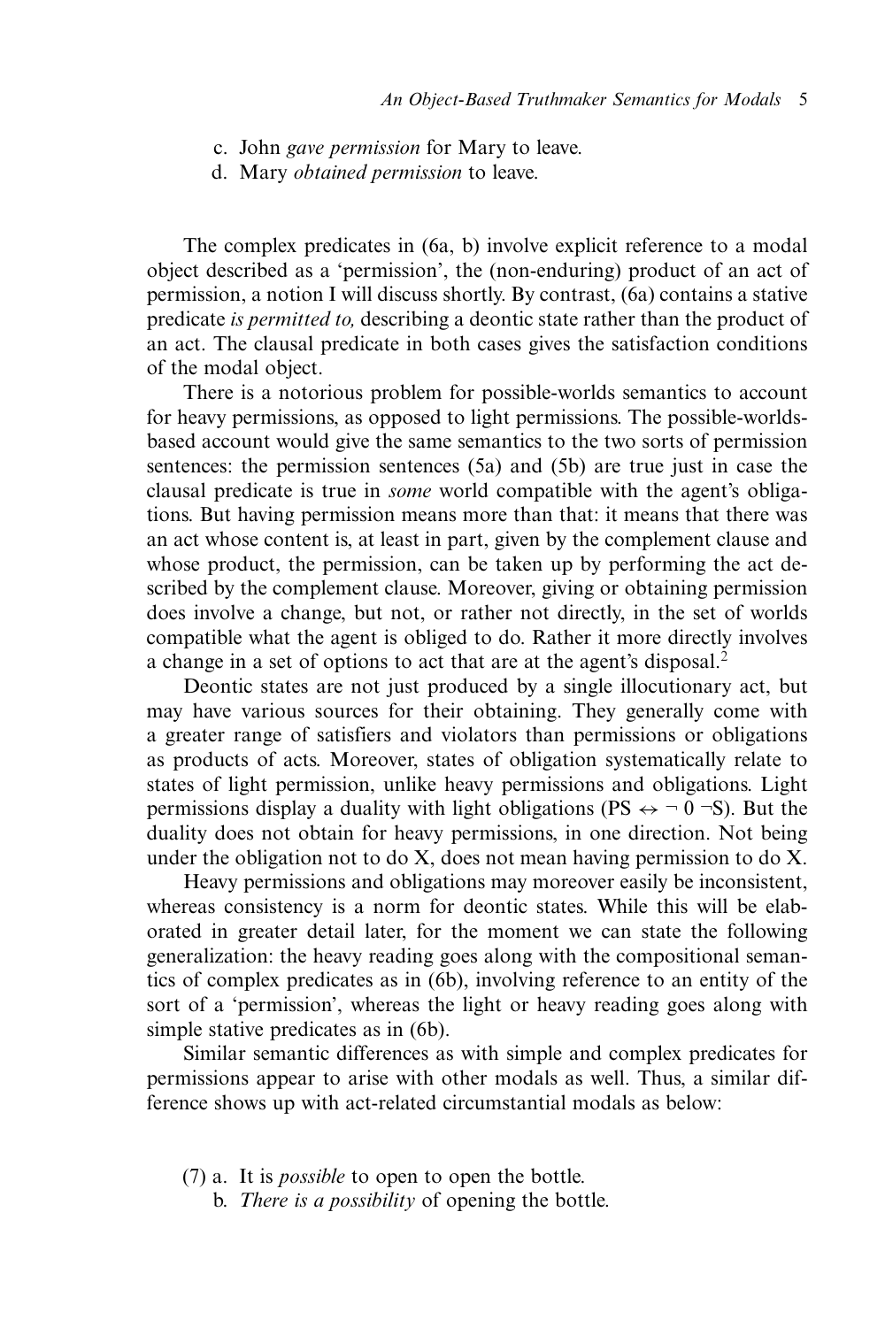c. John *gave permission* for Mary to leave.
d. Mary *obtained permission* to leave.

The complex predicates in (6a, b) involve explicit reference to a modal object described as a 'permission', the (non-enduring) product of an act of permission, a notion I will discuss shortly. By contrast, (6a) contains a stative predicate *is permitted to,* describing a deontic state rather than the product of an act. The clausal predicate in both cases gives the satisfaction conditions of the modal object.

There is a notorious problem for possible-worlds semantics to account for heavy permissions, as opposed to light permissions. The possible-worlds-based account would give the same semantics to the two sorts of permission sentences: the permission sentences (5a) and (5b) are true just in case the clausal predicate is true in *some* world compatible with the agent's obligations. But having permission means more than that: it means that there was an act whose content is, at least in part, given by the complement clause and whose product, the permission, can be taken up by performing the act described by the complement clause. Moreover, giving or obtaining permission does involve a change, but not, or rather not directly, in the set of worlds compatible what the agent is obliged to do. Rather it more directly involves a change in a set of options to act that are at the agent's disposal.[2]

Deontic states are not just produced by a single illocutionary act, but may have various sources for their obtaining. They generally come with a greater range of satisfiers and violators than permissions or obligations as products of acts. Moreover, states of obligation systematically relate to states of light permission, unlike heavy permissions and obligations. Light permissions display a duality with light obligations ($PS \leftrightarrow \neg\, 0\, \neg S$). But the duality does not obtain for heavy permissions, in one direction. Not being under the obligation not to do X, does not mean having permission to do X.

Heavy permissions and obligations may moreover easily be inconsistent, whereas consistency is a norm for deontic states. While this will be elaborated in greater detail later, for the moment we can state the following generalization: the heavy reading goes along with the compositional semantics of complex predicates as in (6b), involving reference to an entity of the sort of a 'permission', whereas the light or heavy reading goes along with simple stative predicates as in (6b).

Similar semantic differences as with simple and complex predicates for permissions appear to arise with other modals as well. Thus, a similar difference shows up with act-related circumstantial modals as below:

(7) a. It is *possible* to open to open the bottle.
b. *There is a possibility* of opening the bottle.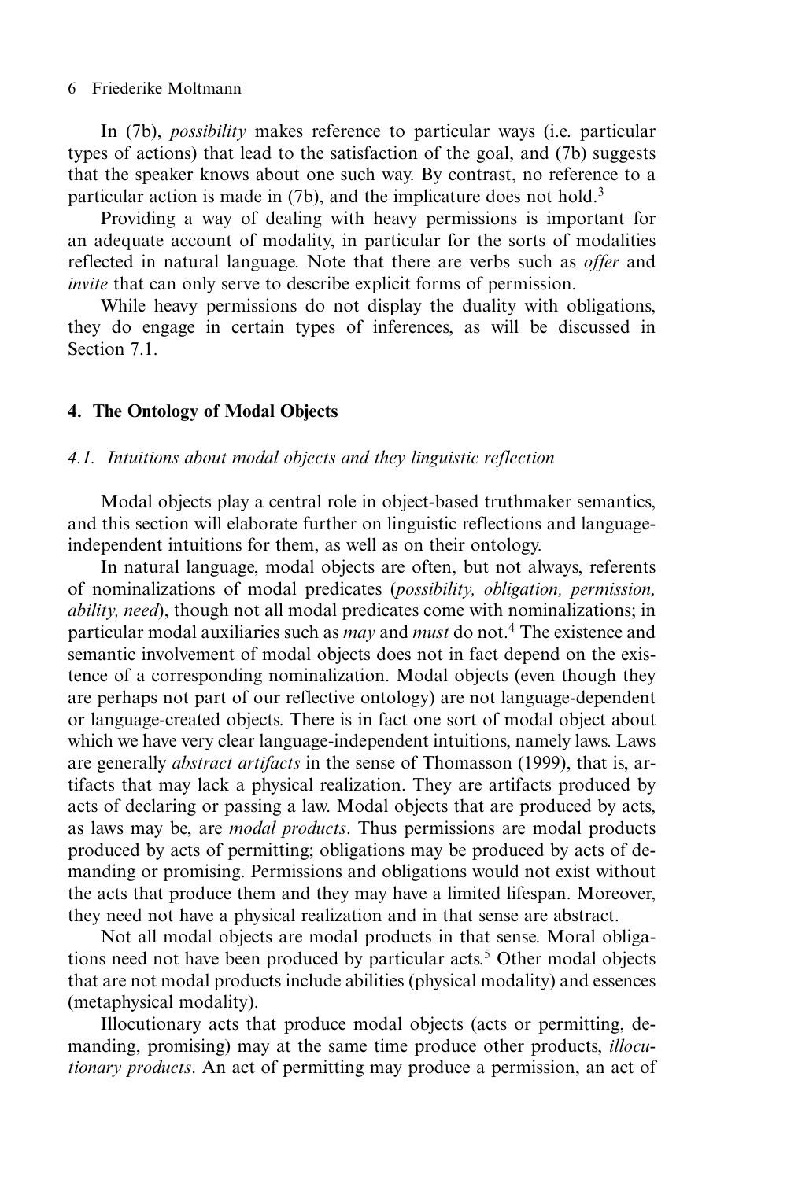In (7b), *possibility* makes reference to particular ways (i.e. particular types of actions) that lead to the satisfaction of the goal, and (7b) suggests that the speaker knows about one such way. By contrast, no reference to a particular action is made in (7b), and the implicature does not hold.[3]

Providing a way of dealing with heavy permissions is important for an adequate account of modality, in particular for the sorts of modalities reflected in natural language. Note that there are verbs such as *offer* and *invite* that can only serve to describe explicit forms of permission.

While heavy permissions do not display the duality with obligations, they do engage in certain types of inferences, as will be discussed in Section 7.1.

## 4. The Ontology of Modal Objects

### *4.1. Intuitions about modal objects and they linguistic reflection*

Modal objects play a central role in object-based truthmaker semantics, and this section will elaborate further on linguistic reflections and language-independent intuitions for them, as well as on their ontology.

In natural language, modal objects are often, but not always, referents of nominalizations of modal predicates (*possibility, obligation, permission, ability, need*), though not all modal predicates come with nominalizations; in particular modal auxiliaries such as *may* and *must* do not.[4] The existence and semantic involvement of modal objects does not in fact depend on the existence of a corresponding nominalization. Modal objects (even though they are perhaps not part of our reflective ontology) are not language-dependent or language-created objects. There is in fact one sort of modal object about which we have very clear language-independent intuitions, namely laws. Laws are generally *abstract artifacts* in the sense of Thomasson (1999), that is, artifacts that may lack a physical realization. They are artifacts produced by acts of declaring or passing a law. Modal objects that are produced by acts, as laws may be, are *modal products*. Thus permissions are modal products produced by acts of permitting; obligations may be produced by acts of demanding or promising. Permissions and obligations would not exist without the acts that produce them and they may have a limited lifespan. Moreover, they need not have a physical realization and in that sense are abstract.

Not all modal objects are modal products in that sense. Moral obligations need not have been produced by particular acts.[5] Other modal objects that are not modal products include abilities (physical modality) and essences (metaphysical modality).

Illocutionary acts that produce modal objects (acts or permitting, demanding, promising) may at the same time produce other products, *illocutionary products*. An act of permitting may produce a permission, an act of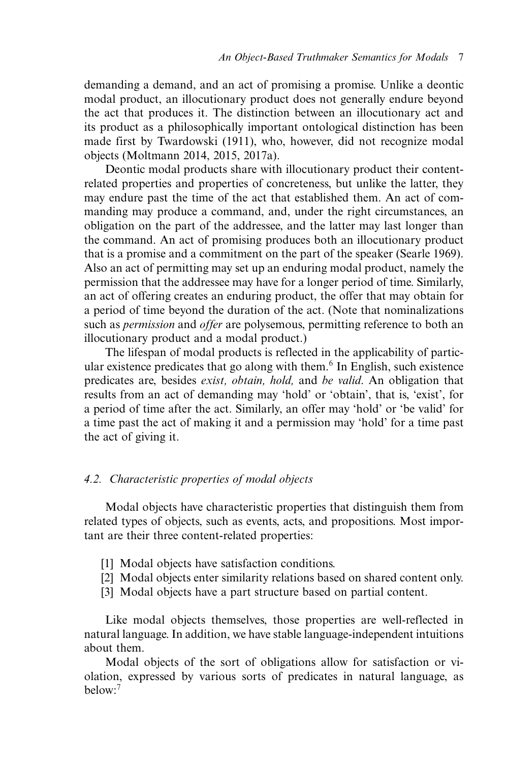demanding a demand, and an act of promising a promise. Unlike a deontic modal product, an illocutionary product does not generally endure beyond the act that produces it. The distinction between an illocutionary act and its product as a philosophically important ontological distinction has been made first by Twardowski (1911), who, however, did not recognize modal objects (Moltmann 2014, 2015, 2017a).

Deontic modal products share with illocutionary product their content-related properties and properties of concreteness, but unlike the latter, they may endure past the time of the act that established them. An act of commanding may produce a command, and, under the right circumstances, an obligation on the part of the addressee, and the latter may last longer than the command. An act of promising produces both an illocutionary product that is a promise and a commitment on the part of the speaker (Searle 1969). Also an act of permitting may set up an enduring modal product, namely the permission that the addressee may have for a longer period of time. Similarly, an act of offering creates an enduring product, the offer that may obtain for a period of time beyond the duration of the act. (Note that nominalizations such as *permission* and *offer* are polysemous, permitting reference to both an illocutionary product and a modal product.)

The lifespan of modal products is reflected in the applicability of particular existence predicates that go along with them.[6] In English, such existence predicates are, besides *exist, obtain, hold,* and *be valid*. An obligation that results from an act of demanding may 'hold' or 'obtain', that is, 'exist', for a period of time after the act. Similarly, an offer may 'hold' or 'be valid' for a time past the act of making it and a permission may 'hold' for a time past the act of giving it.

### *4.2. Characteristic properties of modal objects*

Modal objects have characteristic properties that distinguish them from related types of objects, such as events, acts, and propositions. Most important are their three content-related properties:

[1] Modal objects have satisfaction conditions.
[2] Modal objects enter similarity relations based on shared content only.
[3] Modal objects have a part structure based on partial content.

Like modal objects themselves, those properties are well-reflected in natural language. In addition, we have stable language-independent intuitions about them.

Modal objects of the sort of obligations allow for satisfaction or violation, expressed by various sorts of predicates in natural language, as below:[7]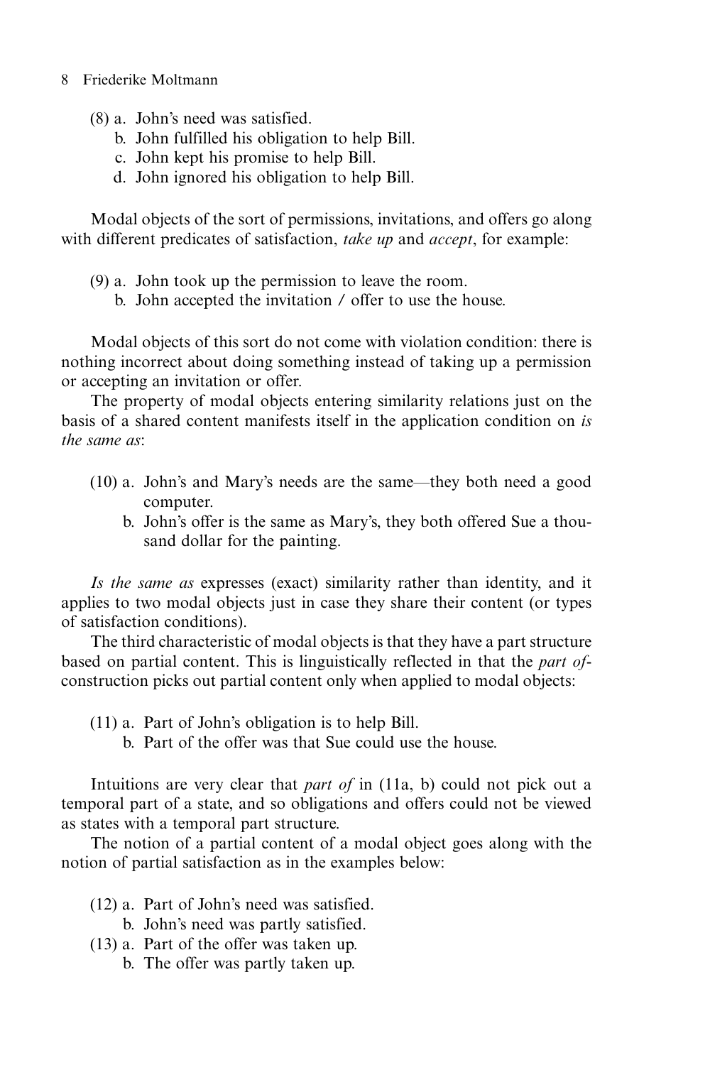(8) a. John's need was satisfied.
    b. John fulfilled his obligation to help Bill.
    c. John kept his promise to help Bill.
    d. John ignored his obligation to help Bill.

Modal objects of the sort of permissions, invitations, and offers go along with different predicates of satisfaction, *take up* and *accept*, for example:

(9) a. John took up the permission to leave the room.
    b. John accepted the invitation / offer to use the house.

Modal objects of this sort do not come with violation condition: there is nothing incorrect about doing something instead of taking up a permission or accepting an invitation or offer.

The property of modal objects entering similarity relations just on the basis of a shared content manifests itself in the application condition on *is the same as*:

(10) a. John's and Mary's needs are the same—they both need a good computer.
     b. John's offer is the same as Mary's, they both offered Sue a thousand dollar for the painting.

*Is the same as* expresses (exact) similarity rather than identity, and it applies to two modal objects just in case they share their content (or types of satisfaction conditions).

The third characteristic of modal objects is that they have a part structure based on partial content. This is linguistically reflected in that the *part of*-construction picks out partial content only when applied to modal objects:

(11) a. Part of John's obligation is to help Bill.
     b. Part of the offer was that Sue could use the house.

Intuitions are very clear that *part of* in (11a, b) could not pick out a temporal part of a state, and so obligations and offers could not be viewed as states with a temporal part structure.

The notion of a partial content of a modal object goes along with the notion of partial satisfaction as in the examples below:

(12) a. Part of John's need was satisfied.
     b. John's need was partly satisfied.

(13) a. Part of the offer was taken up.
     b. The offer was partly taken up.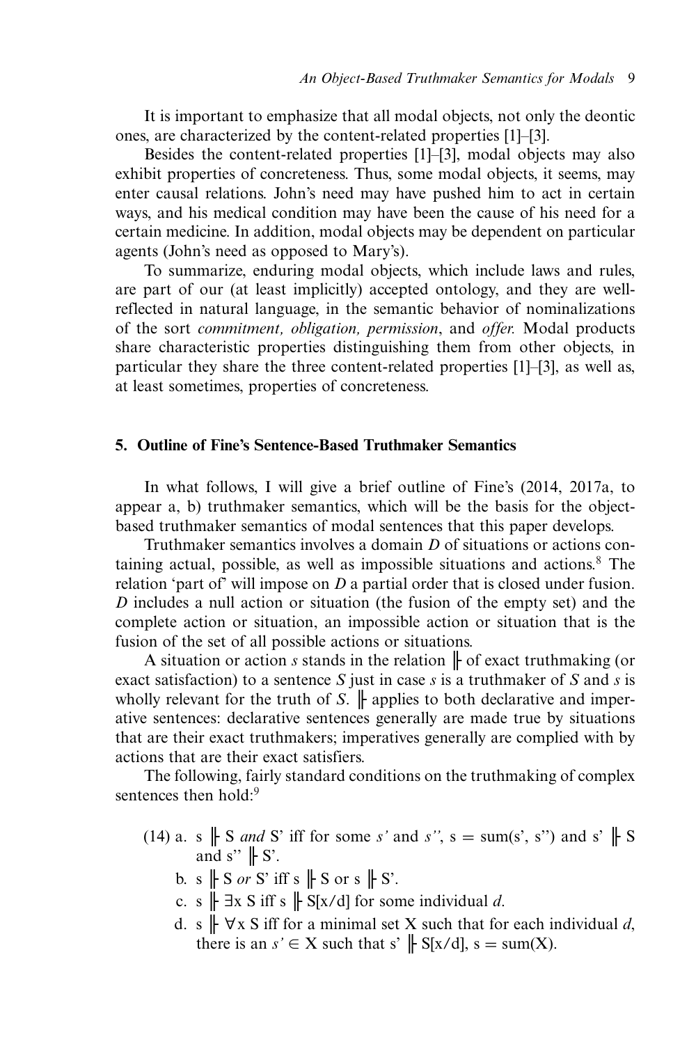It is important to emphasize that all modal objects, not only the deontic ones, are characterized by the content-related properties [1]–[3].

Besides the content-related properties [1]–[3], modal objects may also exhibit properties of concreteness. Thus, some modal objects, it seems, may enter causal relations. John's need may have pushed him to act in certain ways, and his medical condition may have been the cause of his need for a certain medicine. In addition, modal objects may be dependent on particular agents (John's need as opposed to Mary's).

To summarize, enduring modal objects, which include laws and rules, are part of our (at least implicitly) accepted ontology, and they are well-reflected in natural language, in the semantic behavior of nominalizations of the sort *commitment, obligation, permission*, and *offer.* Modal products share characteristic properties distinguishing them from other objects, in particular they share the three content-related properties [1]–[3], as well as, at least sometimes, properties of concreteness.

## 5. Outline of Fine's Sentence-Based Truthmaker Semantics

In what follows, I will give a brief outline of Fine's (2014, 2017a, to appear a, b) truthmaker semantics, which will be the basis for the object-based truthmaker semantics of modal sentences that this paper develops.

Truthmaker semantics involves a domain *D* of situations or actions containing actual, possible, as well as impossible situations and actions.[8] The relation 'part of' will impose on *D* a partial order that is closed under fusion. *D* includes a null action or situation (the fusion of the empty set) and the complete action or situation, an impossible action or situation that is the fusion of the set of all possible actions or situations.

A situation or action *s* stands in the relation $\Vdash$ of exact truthmaking (or exact satisfaction) to a sentence *S* just in case *s* is a truthmaker of *S* and *s* is wholly relevant for the truth of *S*. $\Vdash$ applies to both declarative and imperative sentences: declarative sentences generally are made true by situations that are their exact truthmakers; imperatives generally are complied with by actions that are their exact satisfiers.

The following, fairly standard conditions on the truthmaking of complex sentences then hold:[9]

(14) a. s $\Vdash$ S *and* S' iff for some *s'* and *s''*, s = sum(s', s'') and s' $\Vdash$ S and s'' $\Vdash$ S'.

b. s $\Vdash$ S *or* S' iff s $\Vdash$ S or s $\Vdash$ S'.

c. s $\Vdash$ $\exists$x S iff s $\Vdash$ S[x/d] for some individual *d*.

d. s $\Vdash$ $\forall$x S iff for a minimal set X such that for each individual *d*, there is an *s'* $\in$ X such that s' $\Vdash$ S[x/d], s = sum(X).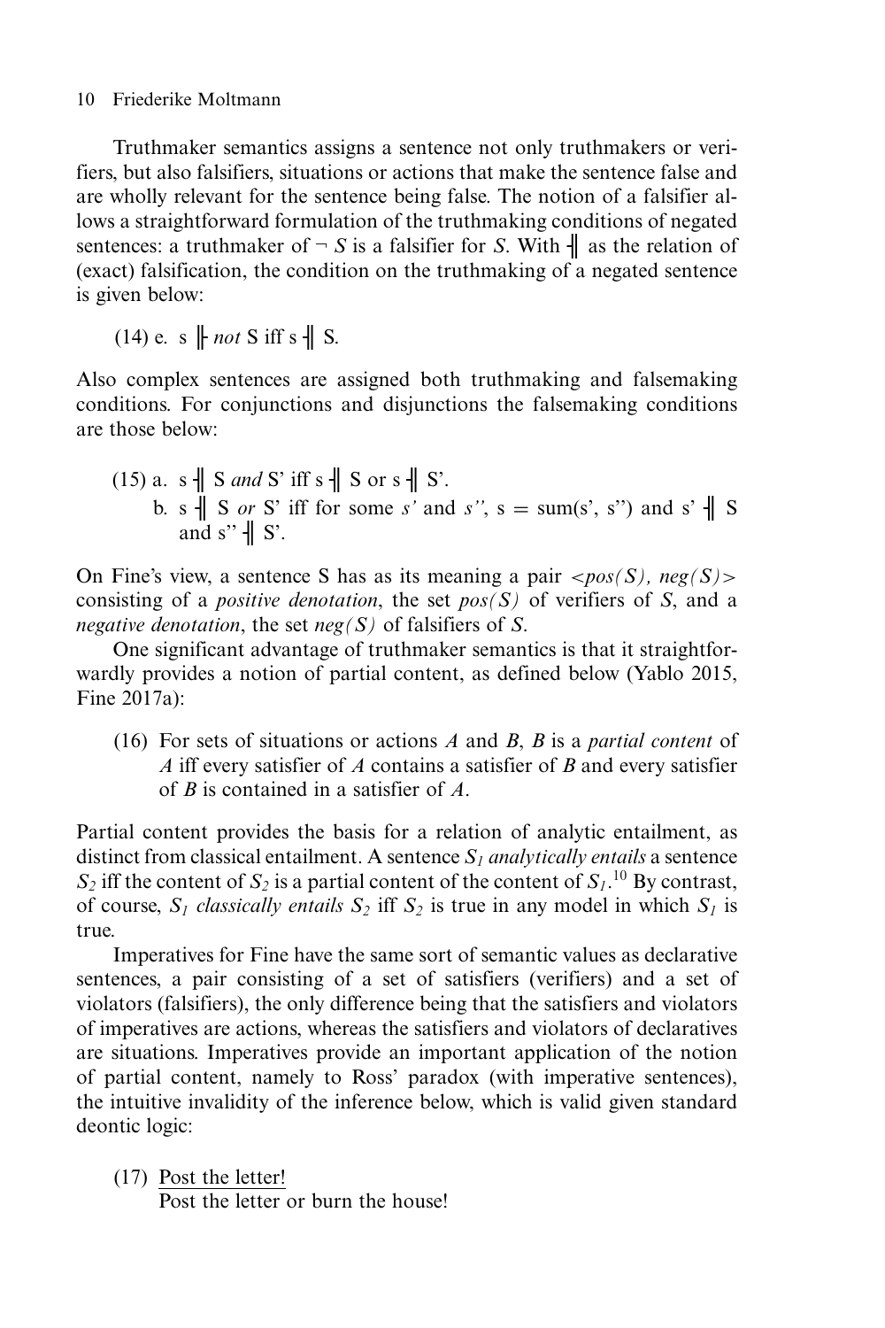Truthmaker semantics assigns a sentence not only truthmakers or verifiers, but also falsifiers, situations or actions that make the sentence false and are wholly relevant for the sentence being false. The notion of a falsifier allows a straightforward formulation of the truthmaking conditions of negated sentences: a truthmaker of $\neg S$ is a falsifier for $S$. With ⫤ as the relation of (exact) falsification, the condition on the truthmaking of a negated sentence is given below:

(14) e. s ⊩ *not* S iff s ⫤ S.

Also complex sentences are assigned both truthmaking and falsemaking conditions. For conjunctions and disjunctions the falsemaking conditions are those below:

(15) a. s ⫤ S *and* S' iff s ⫤ S or s ⫤ S'.
  b. s ⫤ S *or* S' iff for some *s'* and *s''*, s = sum(s', s'') and s' ⫤ S and s'' ⫤ S'.

On Fine's view, a sentence S has as its meaning a pair *<pos(S), neg(S)>* consisting of a *positive denotation*, the set *pos(S)* of verifiers of *S*, and a *negative denotation*, the set *neg(S)* of falsifiers of *S*.

One significant advantage of truthmaker semantics is that it straightforwardly provides a notion of partial content, as defined below (Yablo 2015, Fine 2017a):

(16) For sets of situations or actions *A* and *B*, *B* is a *partial content* of *A* iff every satisfier of *A* contains a satisfier of *B* and every satisfier of *B* is contained in a satisfier of *A*.

Partial content provides the basis for a relation of analytic entailment, as distinct from classical entailment. A sentence $S_1$ *analytically entails* a sentence $S_2$ iff the content of $S_2$ is a partial content of the content of $S_1$.[10] By contrast, of course, $S_1$ *classically entails* $S_2$ iff $S_2$ is true in any model in which $S_1$ is true.

Imperatives for Fine have the same sort of semantic values as declarative sentences, a pair consisting of a set of satisfiers (verifiers) and a set of violators (falsifiers), the only difference being that the satisfiers and violators of imperatives are actions, whereas the satisfiers and violators of declaratives are situations. Imperatives provide an important application of the notion of partial content, namely to Ross' paradox (with imperative sentences), the intuitive invalidity of the inference below, which is valid given standard deontic logic:

(17) Post the letter!
  Post the letter or burn the house!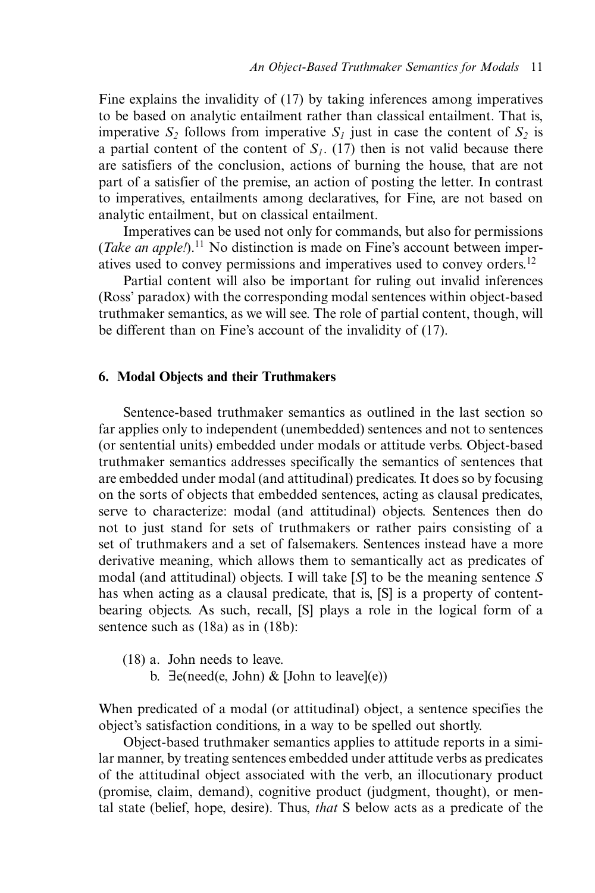Fine explains the invalidity of (17) by taking inferences among imperatives to be based on analytic entailment rather than classical entailment. That is, imperative $S_2$ follows from imperative $S_1$ just in case the content of $S_2$ is a partial content of the content of $S_1$. (17) then is not valid because there are satisfiers of the conclusion, actions of burning the house, that are not part of a satisfier of the premise, an action of posting the letter. In contrast to imperatives, entailments among declaratives, for Fine, are not based on analytic entailment, but on classical entailment.

Imperatives can be used not only for commands, but also for permissions (*Take an apple!*).[11] No distinction is made on Fine's account between imperatives used to convey permissions and imperatives used to convey orders.[12]

Partial content will also be important for ruling out invalid inferences (Ross' paradox) with the corresponding modal sentences within object-based truthmaker semantics, as we will see. The role of partial content, though, will be different than on Fine's account of the invalidity of (17).

## 6. Modal Objects and their Truthmakers

Sentence-based truthmaker semantics as outlined in the last section so far applies only to independent (unembedded) sentences and not to sentences (or sentential units) embedded under modals or attitude verbs. Object-based truthmaker semantics addresses specifically the semantics of sentences that are embedded under modal (and attitudinal) predicates. It does so by focusing on the sorts of objects that embedded sentences, acting as clausal predicates, serve to characterize: modal (and attitudinal) objects. Sentences then do not to just stand for sets of truthmakers or rather pairs consisting of a set of truthmakers and a set of falsemakers. Sentences instead have a more derivative meaning, which allows them to semantically act as predicates of modal (and attitudinal) objects. I will take [*S*] to be the meaning sentence *S* has when acting as a clausal predicate, that is, [S] is a property of content-bearing objects. As such, recall, [S] plays a role in the logical form of a sentence such as (18a) as in (18b):

(18) a. John needs to leave.
  b. ∃e(need(e, John) & [John to leave](e))

When predicated of a modal (or attitudinal) object, a sentence specifies the object's satisfaction conditions, in a way to be spelled out shortly.

Object-based truthmaker semantics applies to attitude reports in a similar manner, by treating sentences embedded under attitude verbs as predicates of the attitudinal object associated with the verb, an illocutionary product (promise, claim, demand), cognitive product (judgment, thought), or mental state (belief, hope, desire). Thus, *that* S below acts as a predicate of the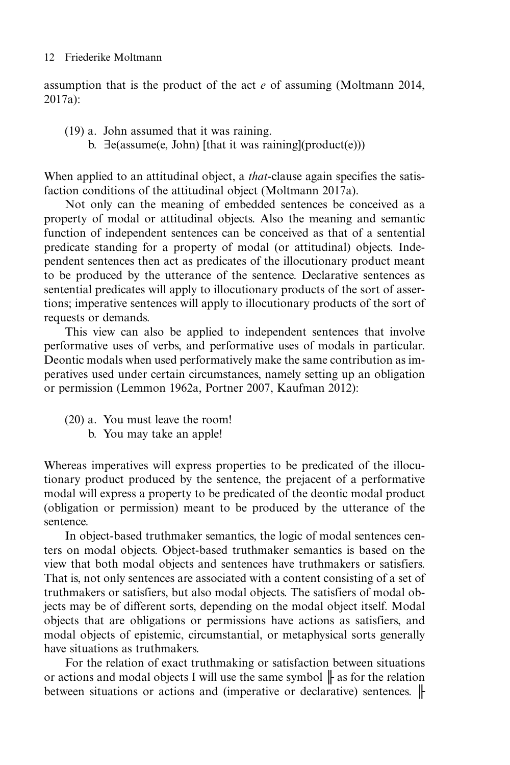assumption that is the product of the act *e* of assuming (Moltmann 2014, 2017a):

(19) a. John assumed that it was raining.
  b. ∃e(assume(e, John) [that it was raining](product(e)))

When applied to an attitudinal object, a *that*-clause again specifies the satisfaction conditions of the attitudinal object (Moltmann 2017a).

Not only can the meaning of embedded sentences be conceived as a property of modal or attitudinal objects. Also the meaning and semantic function of independent sentences can be conceived as that of a sentential predicate standing for a property of modal (or attitudinal) objects. Independent sentences then act as predicates of the illocutionary product meant to be produced by the utterance of the sentence. Declarative sentences as sentential predicates will apply to illocutionary products of the sort of assertions; imperative sentences will apply to illocutionary products of the sort of requests or demands.

This view can also be applied to independent sentences that involve performative uses of verbs, and performative uses of modals in particular. Deontic modals when used performatively make the same contribution as imperatives used under certain circumstances, namely setting up an obligation or permission (Lemmon 1962a, Portner 2007, Kaufman 2012):

(20) a. You must leave the room!
  b. You may take an apple!

Whereas imperatives will express properties to be predicated of the illocutionary product produced by the sentence, the prejacent of a performative modal will express a property to be predicated of the deontic modal product (obligation or permission) meant to be produced by the utterance of the sentence.

In object-based truthmaker semantics, the logic of modal sentences centers on modal objects. Object-based truthmaker semantics is based on the view that both modal objects and sentences have truthmakers or satisfiers. That is, not only sentences are associated with a content consisting of a set of truthmakers or satisfiers, but also modal objects. The satisfiers of modal objects may be of different sorts, depending on the modal object itself. Modal objects that are obligations or permissions have actions as satisfiers, and modal objects of epistemic, circumstantial, or metaphysical sorts generally have situations as truthmakers.

For the relation of exact truthmaking or satisfaction between situations or actions and modal objects I will use the same symbol ╟ as for the relation between situations or actions and (imperative or declarative) sentences. ╟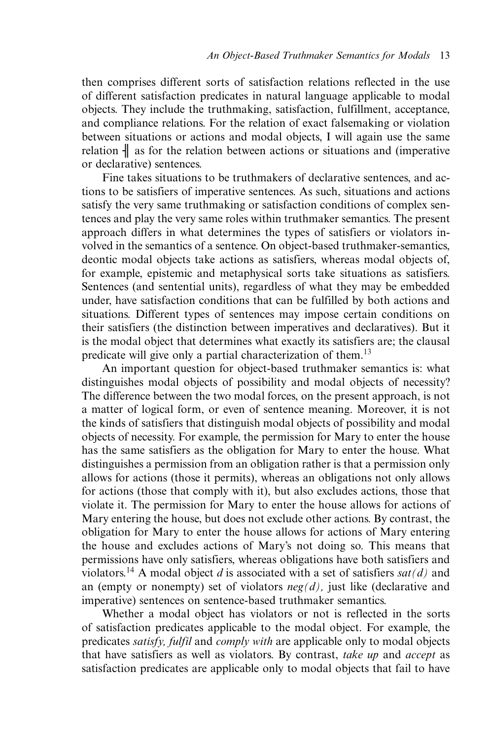then comprises different sorts of satisfaction relations reflected in the use of different satisfaction predicates in natural language applicable to modal objects. They include the truthmaking, satisfaction, fulfillment, acceptance, and compliance relations. For the relation of exact falsemaking or violation between situations or actions and modal objects, I will again use the same relation $\dashv\!\!\mid$ as for the relation between actions or situations and (imperative or declarative) sentences.

Fine takes situations to be truthmakers of declarative sentences, and actions to be satisfiers of imperative sentences. As such, situations and actions satisfy the very same truthmaking or satisfaction conditions of complex sentences and play the very same roles within truthmaker semantics. The present approach differs in what determines the types of satisfiers or violators involved in the semantics of a sentence. On object-based truthmaker-semantics, deontic modal objects take actions as satisfiers, whereas modal objects of, for example, epistemic and metaphysical sorts take situations as satisfiers. Sentences (and sentential units), regardless of what they may be embedded under, have satisfaction conditions that can be fulfilled by both actions and situations. Different types of sentences may impose certain conditions on their satisfiers (the distinction between imperatives and declaratives). But it is the modal object that determines what exactly its satisfiers are; the clausal predicate will give only a partial characterization of them.[13]

An important question for object-based truthmaker semantics is: what distinguishes modal objects of possibility and modal objects of necessity? The difference between the two modal forces, on the present approach, is not a matter of logical form, or even of sentence meaning. Moreover, it is not the kinds of satisfiers that distinguish modal objects of possibility and modal objects of necessity. For example, the permission for Mary to enter the house has the same satisfiers as the obligation for Mary to enter the house. What distinguishes a permission from an obligation rather is that a permission only allows for actions (those it permits), whereas an obligations not only allows for actions (those that comply with it), but also excludes actions, those that violate it. The permission for Mary to enter the house allows for actions of Mary entering the house, but does not exclude other actions. By contrast, the obligation for Mary to enter the house allows for actions of Mary entering the house and excludes actions of Mary's not doing so. This means that permissions have only satisfiers, whereas obligations have both satisfiers and violators.[14] A modal object $d$ is associated with a set of satisfiers $sat(d)$ and an (empty or nonempty) set of violators $neg(d)$, just like (declarative and imperative) sentences on sentence-based truthmaker semantics.

Whether a modal object has violators or not is reflected in the sorts of satisfaction predicates applicable to the modal object. For example, the predicates *satisfy, fulfil* and *comply with* are applicable only to modal objects that have satisfiers as well as violators. By contrast, *take up* and *accept* as satisfaction predicates are applicable only to modal objects that fail to have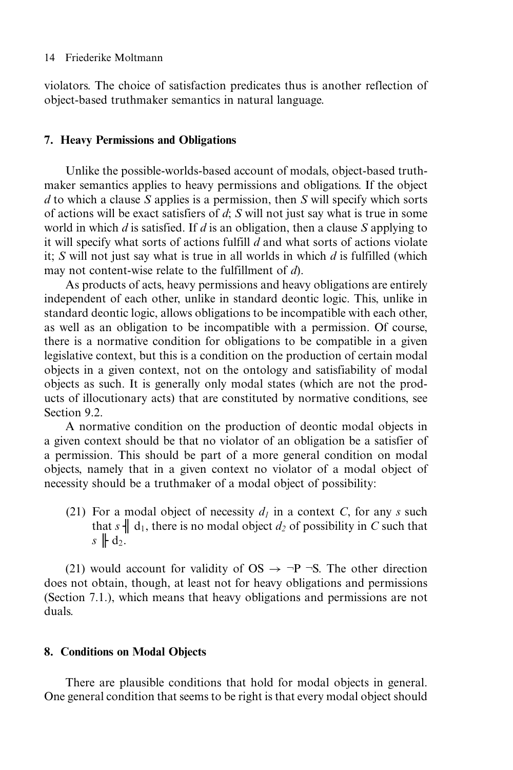violators. The choice of satisfaction predicates thus is another reflection of object-based truthmaker semantics in natural language.

## 7. Heavy Permissions and Obligations

Unlike the possible-worlds-based account of modals, object-based truthmaker semantics applies to heavy permissions and obligations. If the object *d* to which a clause *S* applies is a permission, then *S* will specify which sorts of actions will be exact satisfiers of *d*; *S* will not just say what is true in some world in which *d* is satisfied. If *d* is an obligation, then a clause *S* applying to it will specify what sorts of actions fulfill *d* and what sorts of actions violate it; *S* will not just say what is true in all worlds in which *d* is fulfilled (which may not content-wise relate to the fulfillment of *d*).

As products of acts, heavy permissions and heavy obligations are entirely independent of each other, unlike in standard deontic logic. This, unlike in standard deontic logic, allows obligations to be incompatible with each other, as well as an obligation to be incompatible with a permission. Of course, there is a normative condition for obligations to be compatible in a given legislative context, but this is a condition on the production of certain modal objects in a given context, not on the ontology and satisfiability of modal objects as such. It is generally only modal states (which are not the products of illocutionary acts) that are constituted by normative conditions, see Section 9.2.

A normative condition on the production of deontic modal objects in a given context should be that no violator of an obligation be a satisfier of a permission. This should be part of a more general condition on modal objects, namely that in a given context no violator of a modal object of necessity should be a truthmaker of a modal object of possibility:

(21) For a modal object of necessity $d_1$ in a context *C*, for any *s* such that $s \dashVdash d_1$, there is no modal object $d_2$ of possibility in *C* such that $s \Vdash d_2$.

(21) would account for validity of OS $\rightarrow \neg$P $\neg$S. The other direction does not obtain, though, at least not for heavy obligations and permissions (Section 7.1.), which means that heavy obligations and permissions are not duals.

## 8. Conditions on Modal Objects

There are plausible conditions that hold for modal objects in general. One general condition that seems to be right is that every modal object should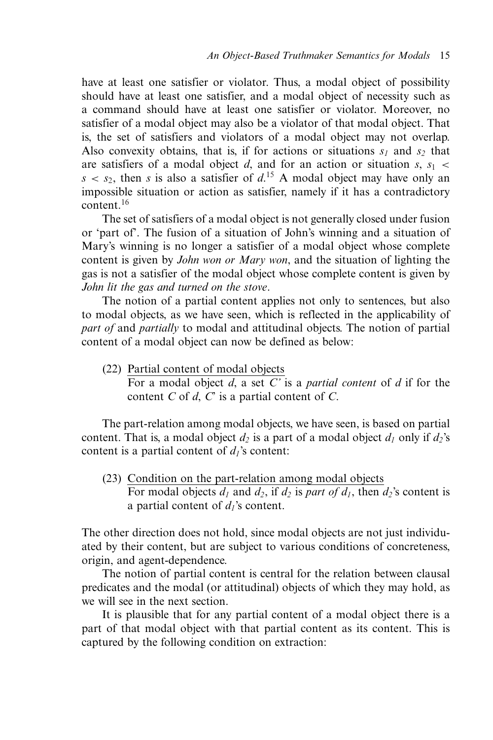have at least one satisfier or violator. Thus, a modal object of possibility should have at least one satisfier, and a modal object of necessity such as a command should have at least one satisfier or violator. Moreover, no satisfier of a modal object may also be a violator of that modal object. That is, the set of satisfiers and violators of a modal object may not overlap. Also convexity obtains, that is, if for actions or situations $s_1$ and $s_2$ that are satisfiers of a modal object $d$, and for an action or situation $s$, $s_1 < s < s_2$, then $s$ is also a satisfier of $d$.[15] A modal object may have only an impossible situation or action as satisfier, namely if it has a contradictory content.[16]

The set of satisfiers of a modal object is not generally closed under fusion or 'part of'. The fusion of a situation of John's winning and a situation of Mary's winning is no longer a satisfier of a modal object whose complete content is given by *John won or Mary won*, and the situation of lighting the gas is not a satisfier of the modal object whose complete content is given by *John lit the gas and turned on the stove*.

The notion of a partial content applies not only to sentences, but also to modal objects, as we have seen, which is reflected in the applicability of *part of* and *partially* to modal and attitudinal objects. The notion of partial content of a modal object can now be defined as below:

(22) Partial content of modal objects
For a modal object $d$, a set $C'$ is a *partial content* of $d$ if for the content $C$ of $d$, $C'$ is a partial content of $C$.

The part-relation among modal objects, we have seen, is based on partial content. That is, a modal object $d_2$ is a part of a modal object $d_1$ only if $d_2$'s content is a partial content of $d_1$'s content:

(23) Condition on the part-relation among modal objects
For modal objects $d_1$ and $d_2$, if $d_2$ is *part of* $d_1$, then $d_2$'s content is a partial content of $d_1$'s content.

The other direction does not hold, since modal objects are not just individuated by their content, but are subject to various conditions of concreteness, origin, and agent-dependence.

The notion of partial content is central for the relation between clausal predicates and the modal (or attitudinal) objects of which they may hold, as we will see in the next section.

It is plausible that for any partial content of a modal object there is a part of that modal object with that partial content as its content. This is captured by the following condition on extraction: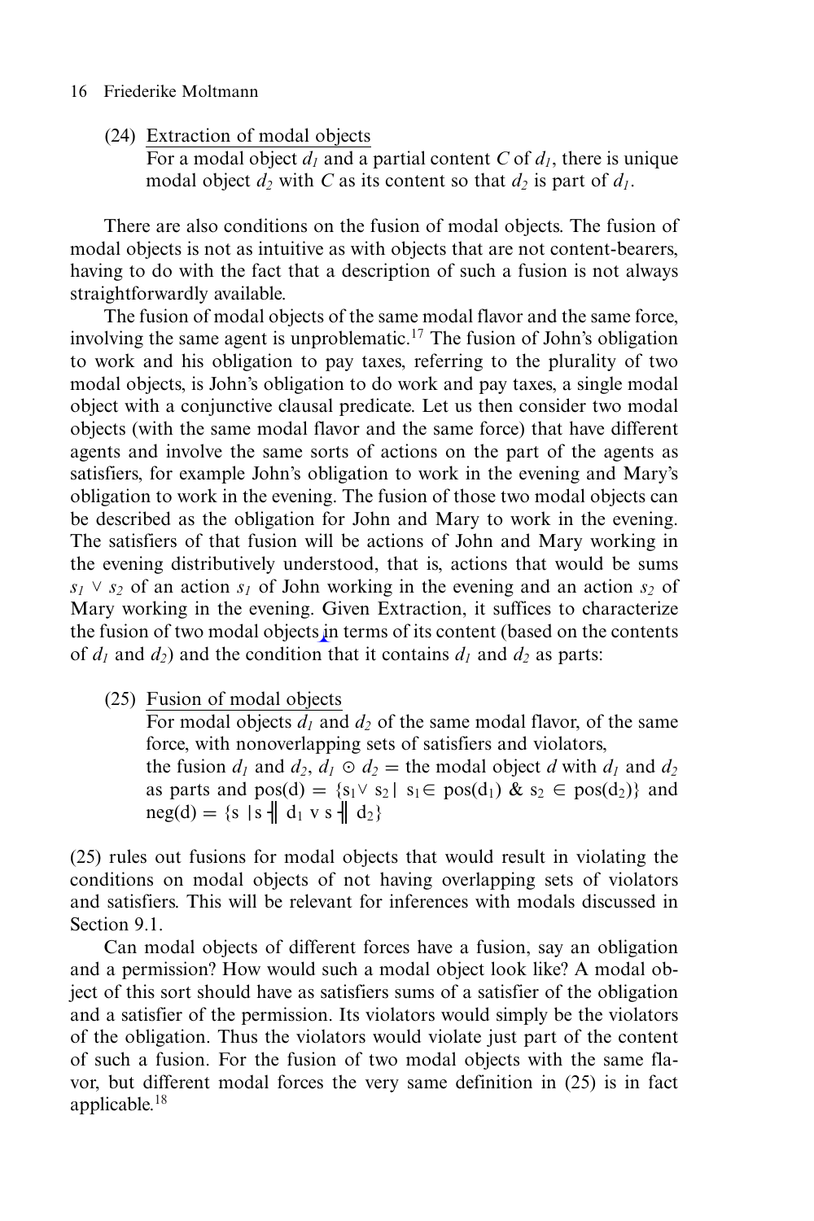(24) Extraction of modal objects
For a modal object $d_1$ and a partial content $C$ of $d_1$, there is unique modal object $d_2$ with $C$ as its content so that $d_2$ is part of $d_1$.

There are also conditions on the fusion of modal objects. The fusion of modal objects is not as intuitive as with objects that are not content-bearers, having to do with the fact that a description of such a fusion is not always straightforwardly available.

The fusion of modal objects of the same modal flavor and the same force, involving the same agent is unproblematic.[17] The fusion of John's obligation to work and his obligation to pay taxes, referring to the plurality of two modal objects, is John's obligation to do work and pay taxes, a single modal object with a conjunctive clausal predicate. Let us then consider two modal objects (with the same modal flavor and the same force) that have different agents and involve the same sorts of actions on the part of the agents as satisfiers, for example John's obligation to work in the evening and Mary's obligation to work in the evening. The fusion of those two modal objects can be described as the obligation for John and Mary to work in the evening. The satisfiers of that fusion will be actions of John and Mary working in the evening distributively understood, that is, actions that would be sums $s_1 \vee s_2$ of an action $s_1$ of John working in the evening and an action $s_2$ of Mary working in the evening. Given Extraction, it suffices to characterize the fusion of two modal objects in terms of its content (based on the contents of $d_1$ and $d_2$) and the condition that it contains $d_1$ and $d_2$ as parts:

(25) Fusion of modal objects
For modal objects $d_1$ and $d_2$ of the same modal flavor, of the same force, with nonoverlapping sets of satisfiers and violators,
the fusion $d_1$ and $d_2$, $d_1 \odot d_2$ = the modal object $d$ with $d_1$ and $d_2$ as parts and $pos(d) = \{s_1 \vee s_2 \mid s_1 \in pos(d_1) \ \& \ s_2 \in pos(d_2)\}$ and $neg(d) = \{s \mid s \dashv\!\!|\, d_1 \vee s \dashv\!\!|\, d_2\}$

(25) rules out fusions for modal objects that would result in violating the conditions on modal objects of not having overlapping sets of violators and satisfiers. This will be relevant for inferences with modals discussed in Section 9.1.

Can modal objects of different forces have a fusion, say an obligation and a permission? How would such a modal object look like? A modal object of this sort should have as satisfiers sums of a satisfier of the obligation and a satisfier of the permission. Its violators would simply be the violators of the obligation. Thus the violators would violate just part of the content of such a fusion. For the fusion of two modal objects with the same flavor, but different modal forces the very same definition in (25) is in fact applicable.[18]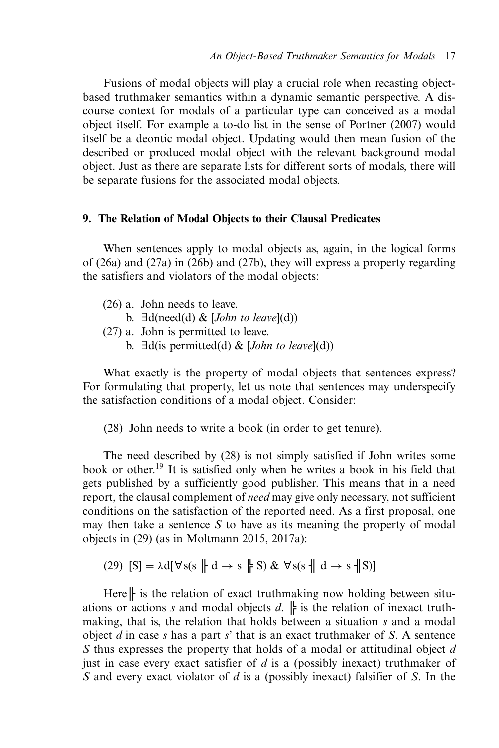Fusions of modal objects will play a crucial role when recasting object-based truthmaker semantics within a dynamic semantic perspective. A discourse context for modals of a particular type can conceived as a modal object itself. For example a to-do list in the sense of Portner (2007) would itself be a deontic modal object. Updating would then mean fusion of the described or produced modal object with the relevant background modal object. Just as there are separate lists for different sorts of modals, there will be separate fusions for the associated modal objects.

## 9. The Relation of Modal Objects to their Clausal Predicates

When sentences apply to modal objects as, again, in the logical forms of (26a) and (27a) in (26b) and (27b), they will express a property regarding the satisfiers and violators of the modal objects:

(26) a. John needs to leave.
  b. ∃d(need(d) & [*John to leave*](d))

(27) a. John is permitted to leave.
  b. ∃d(is permitted(d) & [*John to leave*](d))

What exactly is the property of modal objects that sentences express? For formulating that property, let us note that sentences may underspecify the satisfaction conditions of a modal object. Consider:

(28) John needs to write a book (in order to get tenure).

The need described by (28) is not simply satisfied if John writes some book or other.[19] It is satisfied only when he writes a book in his field that gets published by a sufficiently good publisher. This means that in a need report, the clausal complement of *need* may give only necessary, not sufficient conditions on the satisfaction of the reported need. As a first proposal, one may then take a sentence *S* to have as its meaning the property of modal objects in (29) (as in Moltmann 2015, 2017a):

(29) $[S] = \lambda d[\forall s(s \Vdash d \rightarrow s \Vvdash S) \;\&\; \forall s(s \dashVv d \rightarrow s \dashVv S)]$

Here $\Vdash$ is the relation of exact truthmaking now holding between situations or actions *s* and modal objects *d*. $\Vvdash$ is the relation of inexact truthmaking, that is, the relation that holds between a situation *s* and a modal object *d* in case *s* has a part *s*' that is an exact truthmaker of *S*. A sentence *S* thus expresses the property that holds of a modal or attitudinal object *d* just in case every exact satisfier of *d* is a (possibly inexact) truthmaker of *S* and every exact violator of *d* is a (possibly inexact) falsifier of *S*. In the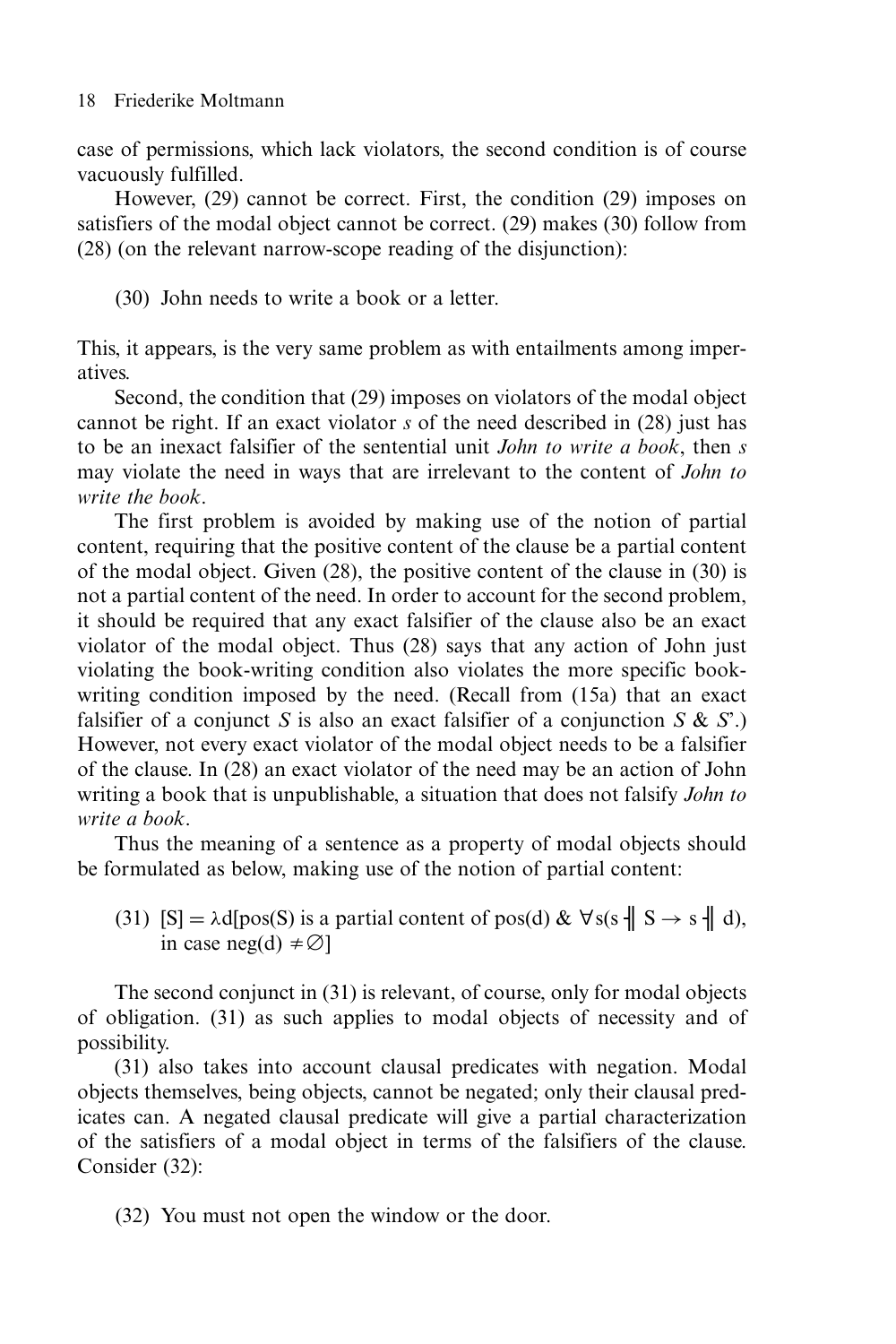case of permissions, which lack violators, the second condition is of course vacuously fulfilled.

However, (29) cannot be correct. First, the condition (29) imposes on satisfiers of the modal object cannot be correct. (29) makes (30) follow from (28) (on the relevant narrow-scope reading of the disjunction):

(30) John needs to write a book or a letter.

This, it appears, is the very same problem as with entailments among imperatives.

Second, the condition that (29) imposes on violators of the modal object cannot be right. If an exact violator *s* of the need described in (28) just has to be an inexact falsifier of the sentential unit *John to write a book*, then *s* may violate the need in ways that are irrelevant to the content of *John to write the book*.

The first problem is avoided by making use of the notion of partial content, requiring that the positive content of the clause be a partial content of the modal object. Given (28), the positive content of the clause in (30) is not a partial content of the need. In order to account for the second problem, it should be required that any exact falsifier of the clause also be an exact violator of the modal object. Thus (28) says that any action of John just violating the book-writing condition also violates the more specific book-writing condition imposed by the need. (Recall from (15a) that an exact falsifier of a conjunct *S* is also an exact falsifier of a conjunction *S* & *S*'.) However, not every exact violator of the modal object needs to be a falsifier of the clause. In (28) an exact violator of the need may be an action of John writing a book that is unpublishable, a situation that does not falsify *John to write a book*.

Thus the meaning of a sentence as a property of modal objects should be formulated as below, making use of the notion of partial content:

(31) $[S] = \lambda d[\text{pos}(S)$ is a partial content of $\text{pos}(d)$ & $\forall s(s \dashv\!\!| \ S \rightarrow s \dashv\!\!| \ d)$, in case $\text{neg}(d) \neq \varnothing]$

The second conjunct in (31) is relevant, of course, only for modal objects of obligation. (31) as such applies to modal objects of necessity and of possibility.

(31) also takes into account clausal predicates with negation. Modal objects themselves, being objects, cannot be negated; only their clausal predicates can. A negated clausal predicate will give a partial characterization of the satisfiers of a modal object in terms of the falsifiers of the clause. Consider (32):

(32) You must not open the window or the door.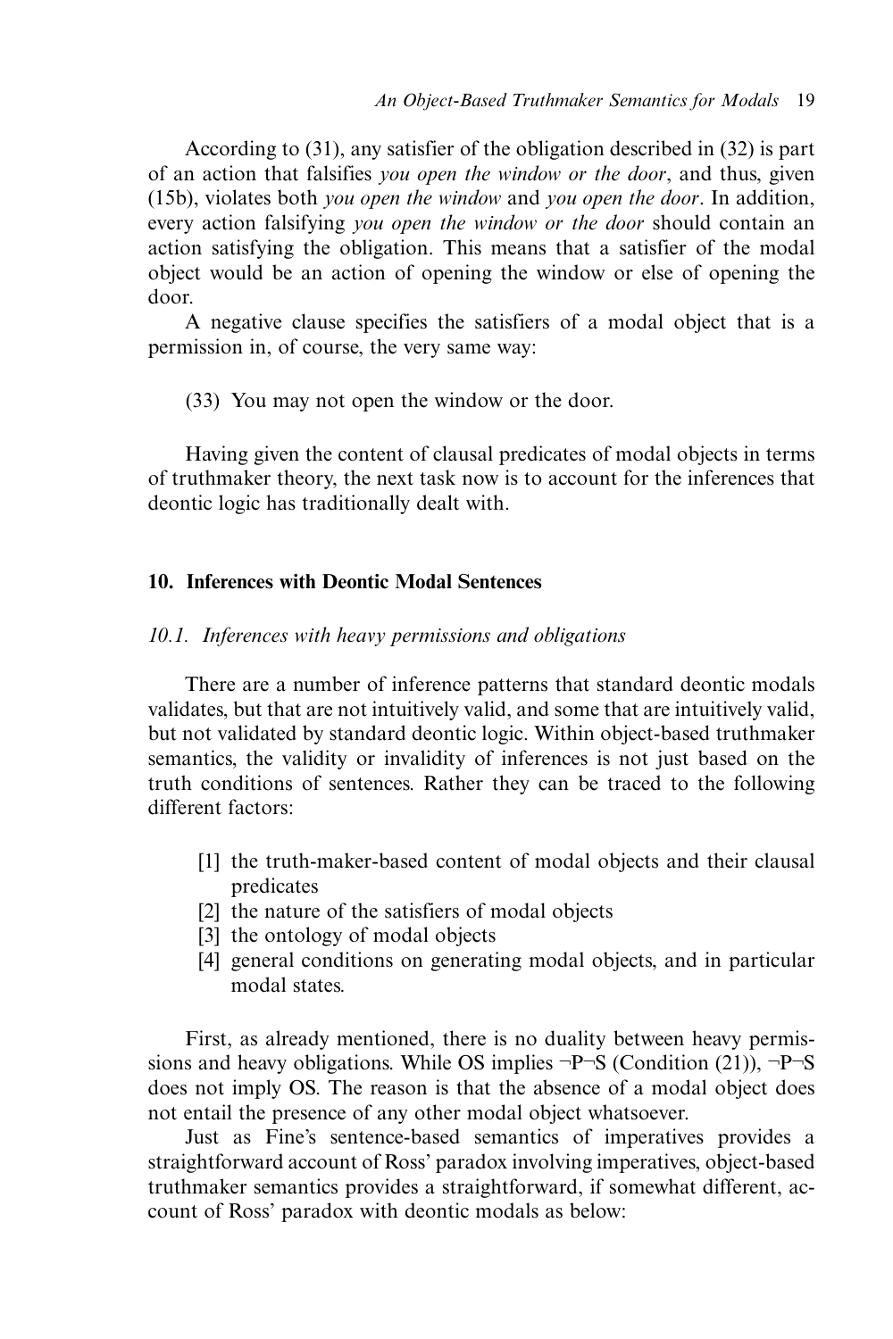According to (31), any satisfier of the obligation described in (32) is part of an action that falsifies *you open the window or the door*, and thus, given (15b), violates both *you open the window* and *you open the door*. In addition, every action falsifying *you open the window or the door* should contain an action satisfying the obligation. This means that a satisfier of the modal object would be an action of opening the window or else of opening the door.

A negative clause specifies the satisfiers of a modal object that is a permission in, of course, the very same way:

(33) You may not open the window or the door.

Having given the content of clausal predicates of modal objects in terms of truthmaker theory, the next task now is to account for the inferences that deontic logic has traditionally dealt with.

## 10. Inferences with Deontic Modal Sentences

### *10.1. Inferences with heavy permissions and obligations*

There are a number of inference patterns that standard deontic modals validates, but that are not intuitively valid, and some that are intuitively valid, but not validated by standard deontic logic. Within object-based truthmaker semantics, the validity or invalidity of inferences is not just based on the truth conditions of sentences. Rather they can be traced to the following different factors:

- [1] the truth-maker-based content of modal objects and their clausal predicates
- [2] the nature of the satisfiers of modal objects
- [3] the ontology of modal objects
- [4] general conditions on generating modal objects, and in particular modal states.

First, as already mentioned, there is no duality between heavy permissions and heavy obligations. While OS implies ¬P¬S (Condition (21)), ¬P¬S does not imply OS. The reason is that the absence of a modal object does not entail the presence of any other modal object whatsoever.

Just as Fine's sentence-based semantics of imperatives provides a straightforward account of Ross' paradox involving imperatives, object-based truthmaker semantics provides a straightforward, if somewhat different, account of Ross' paradox with deontic modals as below: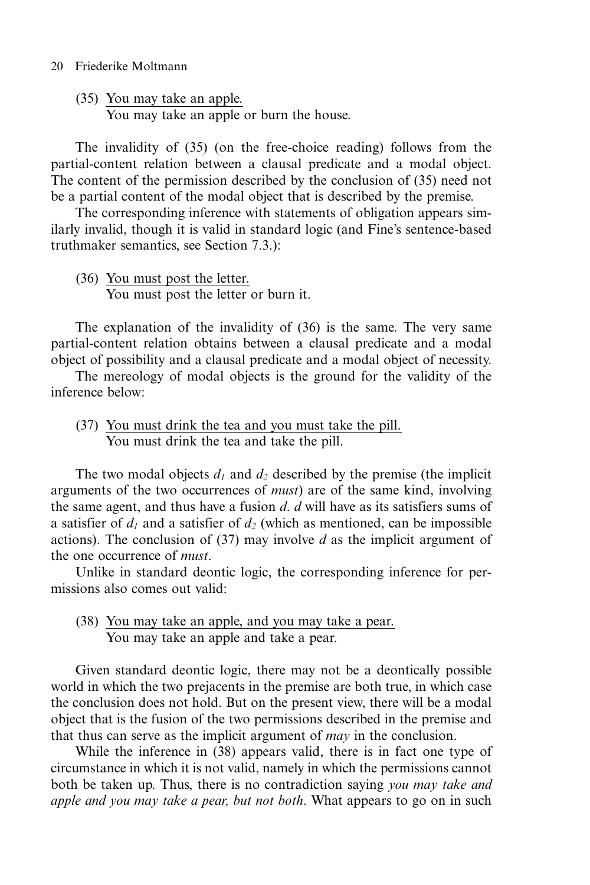(35) You may take an apple.
You may take an apple or burn the house.

The invalidity of (35) (on the free-choice reading) follows from the partial-content relation between a clausal predicate and a modal object. The content of the permission described by the conclusion of (35) need not be a partial content of the modal object that is described by the premise.

The corresponding inference with statements of obligation appears similarly invalid, though it is valid in standard logic (and Fine's sentence-based truthmaker semantics, see Section 7.3.):

(36) You must post the letter.
You must post the letter or burn it.

The explanation of the invalidity of (36) is the same. The very same partial-content relation obtains between a clausal predicate and a modal object of possibility and a clausal predicate and a modal object of necessity.

The mereology of modal objects is the ground for the validity of the inference below:

(37) You must drink the tea and you must take the pill.
You must drink the tea and take the pill.

The two modal objects $d_1$ and $d_2$ described by the premise (the implicit arguments of the two occurrences of *must*) are of the same kind, involving the same agent, and thus have a fusion $d$. $d$ will have as its satisfiers sums of a satisfier of $d_1$ and a satisfier of $d_2$ (which as mentioned, can be impossible actions). The conclusion of (37) may involve $d$ as the implicit argument of the one occurrence of *must*.

Unlike in standard deontic logic, the corresponding inference for permissions also comes out valid:

(38) You may take an apple, and you may take a pear.
You may take an apple and take a pear.

Given standard deontic logic, there may not be a deontically possible world in which the two prejacents in the premise are both true, in which case the conclusion does not hold. But on the present view, there will be a modal object that is the fusion of the two permissions described in the premise and that thus can serve as the implicit argument of *may* in the conclusion.

While the inference in (38) appears valid, there is in fact one type of circumstance in which it is not valid, namely in which the permissions cannot both be taken up. Thus, there is no contradiction saying *you may take and apple and you may take a pear, but not both*. What appears to go on in such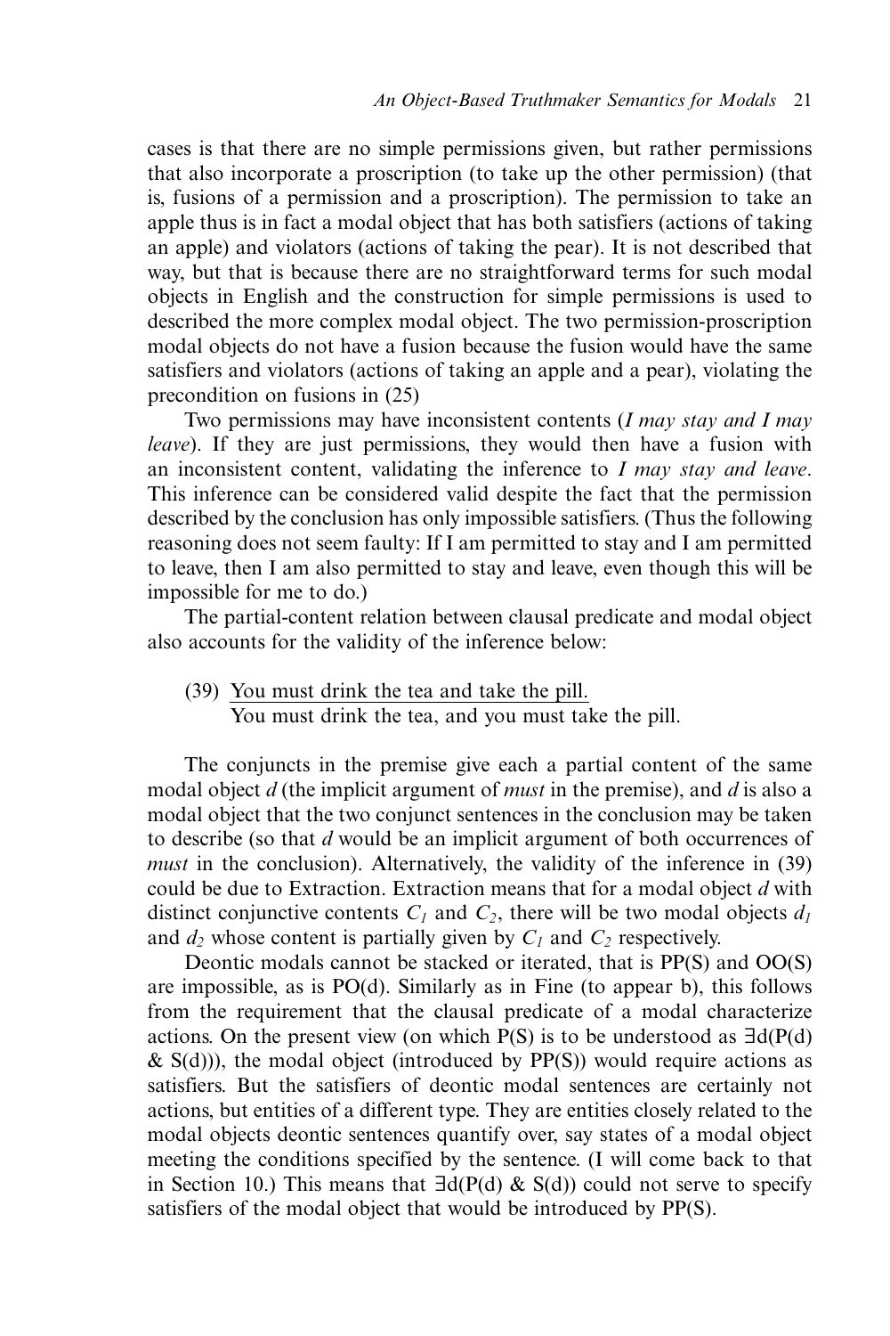cases is that there are no simple permissions given, but rather permissions that also incorporate a proscription (to take up the other permission) (that is, fusions of a permission and a proscription). The permission to take an apple thus is in fact a modal object that has both satisfiers (actions of taking an apple) and violators (actions of taking the pear). It is not described that way, but that is because there are no straightforward terms for such modal objects in English and the construction for simple permissions is used to described the more complex modal object. The two permission-proscription modal objects do not have a fusion because the fusion would have the same satisfiers and violators (actions of taking an apple and a pear), violating the precondition on fusions in (25)

Two permissions may have inconsistent contents (*I may stay and I may leave*). If they are just permissions, they would then have a fusion with an inconsistent content, validating the inference to *I may stay and leave*. This inference can be considered valid despite the fact that the permission described by the conclusion has only impossible satisfiers. (Thus the following reasoning does not seem faulty: If I am permitted to stay and I am permitted to leave, then I am also permitted to stay and leave, even though this will be impossible for me to do.)

The partial-content relation between clausal predicate and modal object also accounts for the validity of the inference below:

(39) You must drink the tea and take the pill.
You must drink the tea, and you must take the pill.

The conjuncts in the premise give each a partial content of the same modal object *d* (the implicit argument of *must* in the premise), and *d* is also a modal object that the two conjunct sentences in the conclusion may be taken to describe (so that *d* would be an implicit argument of both occurrences of *must* in the conclusion). Alternatively, the validity of the inference in (39) could be due to Extraction. Extraction means that for a modal object *d* with distinct conjunctive contents $C_1$ and $C_2$, there will be two modal objects $d_1$ and $d_2$ whose content is partially given by $C_1$ and $C_2$ respectively.

Deontic modals cannot be stacked or iterated, that is PP(S) and OO(S) are impossible, as is PO(d). Similarly as in Fine (to appear b), this follows from the requirement that the clausal predicate of a modal characterize actions. On the present view (on which P(S) is to be understood as $\exists d(P(d) \& S(d))$), the modal object (introduced by PP(S)) would require actions as satisfiers. But the satisfiers of deontic modal sentences are certainly not actions, but entities of a different type. They are entities closely related to the modal objects deontic sentences quantify over, say states of a modal object meeting the conditions specified by the sentence. (I will come back to that in Section 10.) This means that $\exists d(P(d) \& S(d))$ could not serve to specify satisfiers of the modal object that would be introduced by PP(S).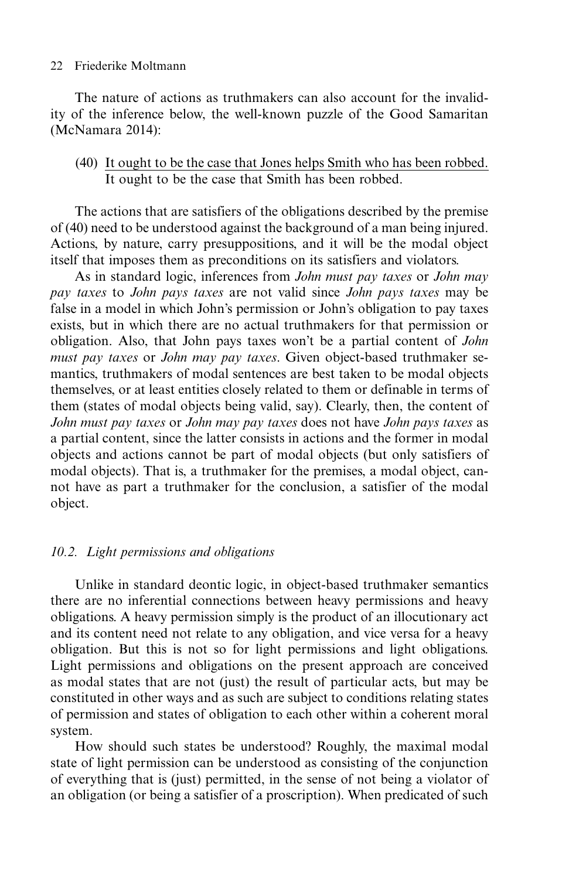The nature of actions as truthmakers can also account for the invalidity of the inference below, the well-known puzzle of the Good Samaritan (McNamara 2014):

(40) <u>It ought to be the case that Jones helps Smith who has been robbed.</u>
It ought to be the case that Smith has been robbed.

The actions that are satisfiers of the obligations described by the premise of (40) need to be understood against the background of a man being injured. Actions, by nature, carry presuppositions, and it will be the modal object itself that imposes them as preconditions on its satisfiers and violators.

As in standard logic, inferences from *John must pay taxes* or *John may pay taxes* to *John pays taxes* are not valid since *John pays taxes* may be false in a model in which John's permission or John's obligation to pay taxes exists, but in which there are no actual truthmakers for that permission or obligation. Also, that John pays taxes won't be a partial content of *John must pay taxes* or *John may pay taxes*. Given object-based truthmaker semantics, truthmakers of modal sentences are best taken to be modal objects themselves, or at least entities closely related to them or definable in terms of them (states of modal objects being valid, say). Clearly, then, the content of *John must pay taxes* or *John may pay taxes* does not have *John pays taxes* as a partial content, since the latter consists in actions and the former in modal objects and actions cannot be part of modal objects (but only satisfiers of modal objects). That is, a truthmaker for the premises, a modal object, cannot have as part a truthmaker for the conclusion, a satisfier of the modal object.

### *10.2. Light permissions and obligations*

Unlike in standard deontic logic, in object-based truthmaker semantics there are no inferential connections between heavy permissions and heavy obligations. A heavy permission simply is the product of an illocutionary act and its content need not relate to any obligation, and vice versa for a heavy obligation. But this is not so for light permissions and light obligations. Light permissions and obligations on the present approach are conceived as modal states that are not (just) the result of particular acts, but may be constituted in other ways and as such are subject to conditions relating states of permission and states of obligation to each other within a coherent moral system.

How should such states be understood? Roughly, the maximal modal state of light permission can be understood as consisting of the conjunction of everything that is (just) permitted, in the sense of not being a violator of an obligation (or being a satisfier of a proscription). When predicated of such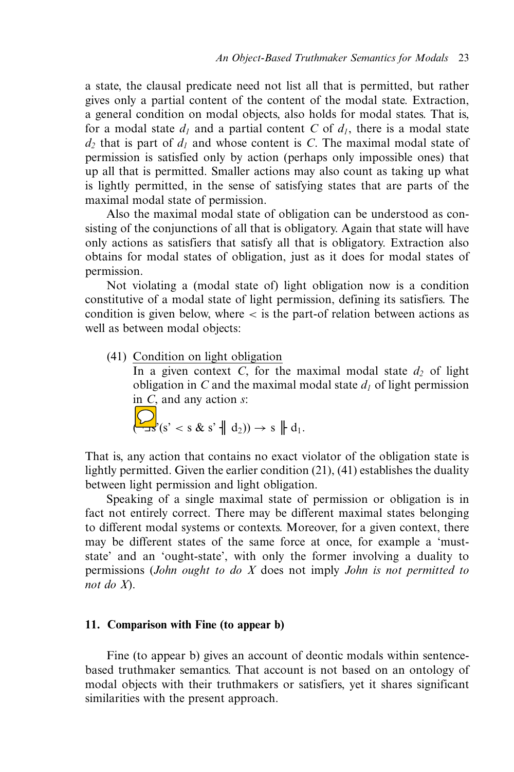a state, the clausal predicate need not list all that is permitted, but rather gives only a partial content of the content of the modal state. Extraction, a general condition on modal objects, also holds for modal states. That is, for a modal state $d_1$ and a partial content $C$ of $d_1$, there is a modal state $d_2$ that is part of $d_1$ and whose content is $C$. The maximal modal state of permission is satisfied only by action (perhaps only impossible ones) that up all that is permitted. Smaller actions may also count as taking up what is lightly permitted, in the sense of satisfying states that are parts of the maximal modal state of permission.

Also the maximal modal state of obligation can be understood as consisting of the conjunctions of all that is obligatory. Again that state will have only actions as satisfiers that satisfy all that is obligatory. Extraction also obtains for modal states of obligation, just as it does for modal states of permission.

Not violating a (modal state of) light obligation now is a condition constitutive of a modal state of light permission, defining its satisfiers. The condition is given below, where < is the part-of relation between actions as well as between modal objects:

(41) Condition on light obligation

In a given context $C$, for the maximal modal state $d_2$ of light obligation in $C$ and the maximal modal state $d_1$ of light permission in $C$, and any action $s$:

$$(\neg\exists s'(s' < s \ \& \ s' \dashv\!\!\vdash d_2)) \rightarrow s \Vdash d_1.$$

That is, any action that contains no exact violator of the obligation state is lightly permitted. Given the earlier condition (21), (41) establishes the duality between light permission and light obligation.

Speaking of a single maximal state of permission or obligation is in fact not entirely correct. There may be different maximal states belonging to different modal systems or contexts. Moreover, for a given context, there may be different states of the same force at once, for example a 'must-state' and an 'ought-state', with only the former involving a duality to permissions (*John ought to do X* does not imply *John is not permitted to not do X*).

## 11. Comparison with Fine (to appear b)

Fine (to appear b) gives an account of deontic modals within sentence-based truthmaker semantics. That account is not based on an ontology of modal objects with their truthmakers or satisfiers, yet it shares significant similarities with the present approach.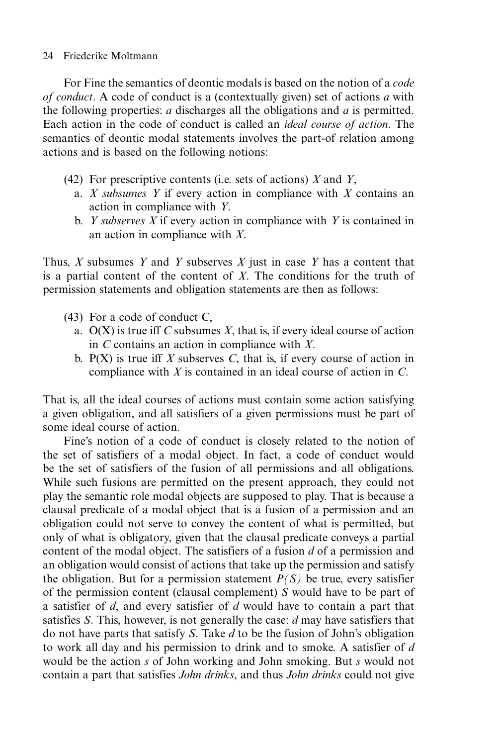For Fine the semantics of deontic modals is based on the notion of a *code of conduct*. A code of conduct is a (contextually given) set of actions *a* with the following properties: *a* discharges all the obligations and *a* is permitted. Each action in the code of conduct is called an *ideal course of action*. The semantics of deontic modal statements involves the part-of relation among actions and is based on the following notions:

(42) For prescriptive contents (i.e. sets of actions) *X* and *Y*,
  a. *X subsumes Y* if every action in compliance with *X* contains an action in compliance with *Y*.
  b. *Y subserves X* if every action in compliance with *Y* is contained in an action in compliance with *X*.

Thus, *X* subsumes *Y* and *Y* subserves *X* just in case *Y* has a content that is a partial content of the content of *X*. The conditions for the truth of permission statements and obligation statements are then as follows:

(43) For a code of conduct C,
  a. O(X) is true iff *C* subsumes *X*, that is, if every ideal course of action in *C* contains an action in compliance with *X*.
  b. P(X) is true iff *X* subserves *C*, that is, if every course of action in compliance with *X* is contained in an ideal course of action in *C*.

That is, all the ideal courses of actions must contain some action satisfying a given obligation, and all satisfiers of a given permissions must be part of some ideal course of action.

Fine's notion of a code of conduct is closely related to the notion of the set of satisfiers of a modal object. In fact, a code of conduct would be the set of satisfiers of the fusion of all permissions and all obligations. While such fusions are permitted on the present approach, they could not play the semantic role modal objects are supposed to play. That is because a clausal predicate of a modal object that is a fusion of a permission and an obligation could not serve to convey the content of what is permitted, but only of what is obligatory, given that the clausal predicate conveys a partial content of the modal object. The satisfiers of a fusion *d* of a permission and an obligation would consist of actions that take up the permission and satisfy the obligation. But for a permission statement *P(S)* be true, every satisfier of the permission content (clausal complement) *S* would have to be part of a satisfier of *d*, and every satisfier of *d* would have to contain a part that satisfies *S*. This, however, is not generally the case: *d* may have satisfiers that do not have parts that satisfy *S*. Take *d* to be the fusion of John's obligation to work all day and his permission to drink and to smoke. A satisfier of *d* would be the action *s* of John working and John smoking. But *s* would not contain a part that satisfies *John drinks*, and thus *John drinks* could not give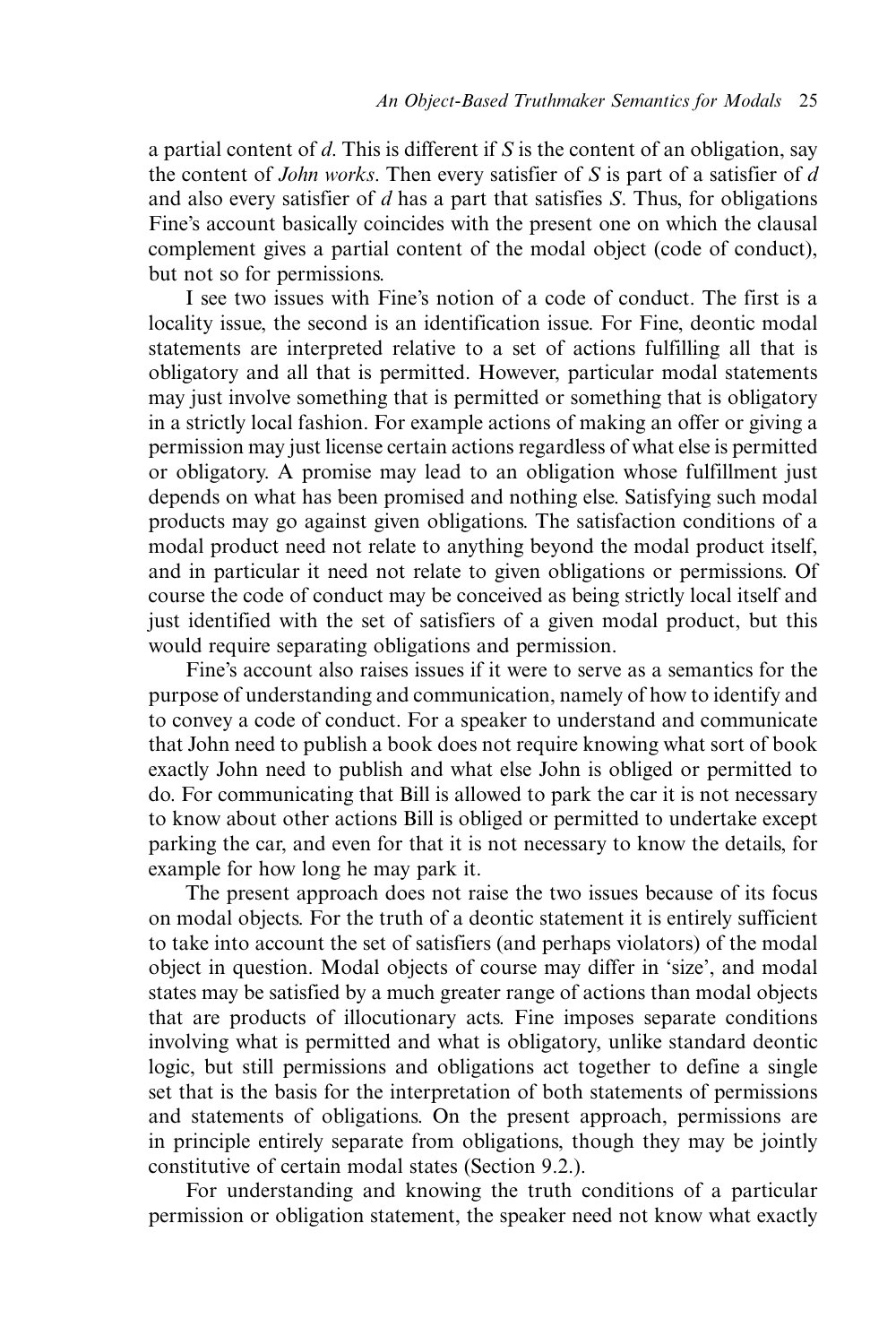a partial content of *d*. This is different if *S* is the content of an obligation, say the content of *John works*. Then every satisfier of *S* is part of a satisfier of *d* and also every satisfier of *d* has a part that satisfies *S*. Thus, for obligations Fine's account basically coincides with the present one on which the clausal complement gives a partial content of the modal object (code of conduct), but not so for permissions.

I see two issues with Fine's notion of a code of conduct. The first is a locality issue, the second is an identification issue. For Fine, deontic modal statements are interpreted relative to a set of actions fulfilling all that is obligatory and all that is permitted. However, particular modal statements may just involve something that is permitted or something that is obligatory in a strictly local fashion. For example actions of making an offer or giving a permission may just license certain actions regardless of what else is permitted or obligatory. A promise may lead to an obligation whose fulfillment just depends on what has been promised and nothing else. Satisfying such modal products may go against given obligations. The satisfaction conditions of a modal product need not relate to anything beyond the modal product itself, and in particular it need not relate to given obligations or permissions. Of course the code of conduct may be conceived as being strictly local itself and just identified with the set of satisfiers of a given modal product, but this would require separating obligations and permission.

Fine's account also raises issues if it were to serve as a semantics for the purpose of understanding and communication, namely of how to identify and to convey a code of conduct. For a speaker to understand and communicate that John need to publish a book does not require knowing what sort of book exactly John need to publish and what else John is obliged or permitted to do. For communicating that Bill is allowed to park the car it is not necessary to know about other actions Bill is obliged or permitted to undertake except parking the car, and even for that it is not necessary to know the details, for example for how long he may park it.

The present approach does not raise the two issues because of its focus on modal objects. For the truth of a deontic statement it is entirely sufficient to take into account the set of satisfiers (and perhaps violators) of the modal object in question. Modal objects of course may differ in 'size', and modal states may be satisfied by a much greater range of actions than modal objects that are products of illocutionary acts. Fine imposes separate conditions involving what is permitted and what is obligatory, unlike standard deontic logic, but still permissions and obligations act together to define a single set that is the basis for the interpretation of both statements of permissions and statements of obligations. On the present approach, permissions are in principle entirely separate from obligations, though they may be jointly constitutive of certain modal states (Section 9.2.).

For understanding and knowing the truth conditions of a particular permission or obligation statement, the speaker need not know what exactly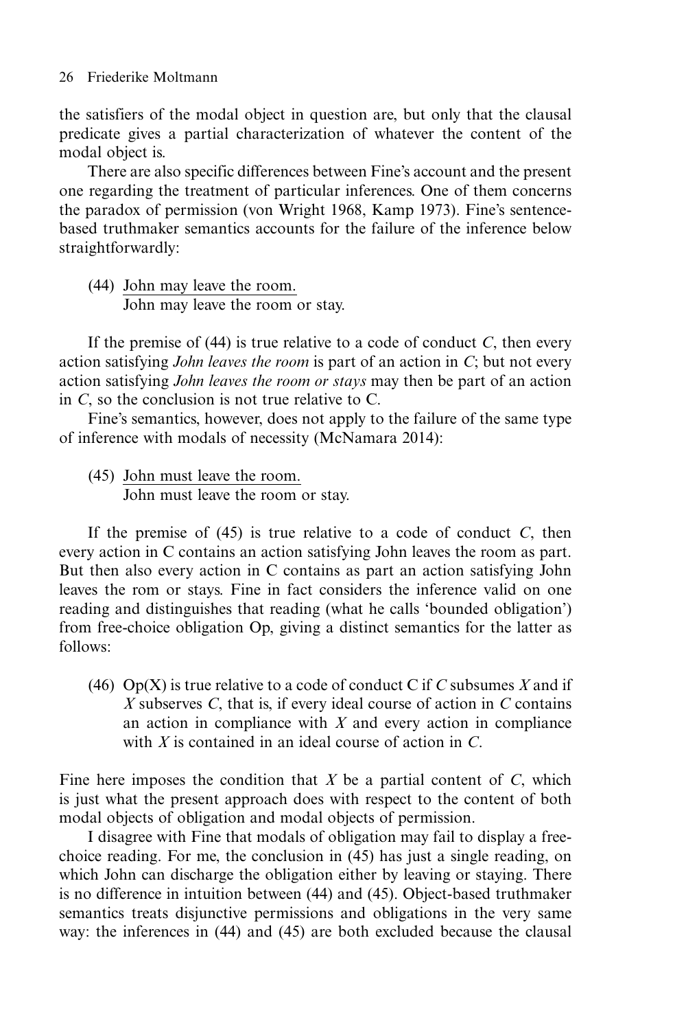the satisfiers of the modal object in question are, but only that the clausal predicate gives a partial characterization of whatever the content of the modal object is.

There are also specific differences between Fine's account and the present one regarding the treatment of particular inferences. One of them concerns the paradox of permission (von Wright 1968, Kamp 1973). Fine's sentence-based truthmaker semantics accounts for the failure of the inference below straightforwardly:

(44) <u>John may leave the room.</u>
John may leave the room or stay.

If the premise of (44) is true relative to a code of conduct *C*, then every action satisfying *John leaves the room* is part of an action in *C*; but not every action satisfying *John leaves the room or stays* may then be part of an action in *C*, so the conclusion is not true relative to C.

Fine's semantics, however, does not apply to the failure of the same type of inference with modals of necessity (McNamara 2014):

(45) <u>John must leave the room.</u>
John must leave the room or stay.

If the premise of (45) is true relative to a code of conduct *C*, then every action in C contains an action satisfying John leaves the room as part. But then also every action in C contains as part an action satisfying John leaves the rom or stays. Fine in fact considers the inference valid on one reading and distinguishes that reading (what he calls 'bounded obligation') from free-choice obligation Op, giving a distinct semantics for the latter as follows:

(46) Op(X) is true relative to a code of conduct C if *C* subsumes *X* and if *X* subserves *C*, that is, if every ideal course of action in *C* contains an action in compliance with *X* and every action in compliance with *X* is contained in an ideal course of action in *C*.

Fine here imposes the condition that *X* be a partial content of *C*, which is just what the present approach does with respect to the content of both modal objects of obligation and modal objects of permission.

I disagree with Fine that modals of obligation may fail to display a free-choice reading. For me, the conclusion in (45) has just a single reading, on which John can discharge the obligation either by leaving or staying. There is no difference in intuition between (44) and (45). Object-based truthmaker semantics treats disjunctive permissions and obligations in the very same way: the inferences in (44) and (45) are both excluded because the clausal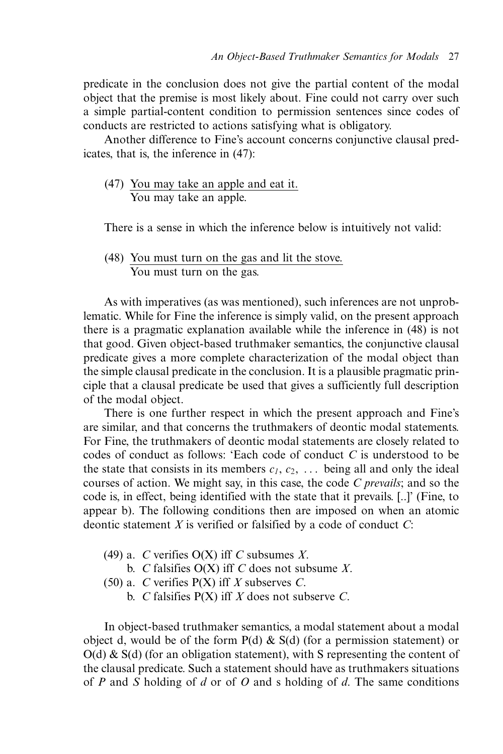predicate in the conclusion does not give the partial content of the modal object that the premise is most likely about. Fine could not carry over such a simple partial-content condition to permission sentences since codes of conducts are restricted to actions satisfying what is obligatory.

Another difference to Fine's account concerns conjunctive clausal predicates, that is, the inference in (47):

(47) <u>You may take an apple and eat it.</u>
You may take an apple.

There is a sense in which the inference below is intuitively not valid:

(48) <u>You must turn on the gas and lit the stove.</u>
You must turn on the gas.

As with imperatives (as was mentioned), such inferences are not unproblematic. While for Fine the inference is simply valid, on the present approach there is a pragmatic explanation available while the inference in (48) is not that good. Given object-based truthmaker semantics, the conjunctive clausal predicate gives a more complete characterization of the modal object than the simple clausal predicate in the conclusion. It is a plausible pragmatic principle that a clausal predicate be used that gives a sufficiently full description of the modal object.

There is one further respect in which the present approach and Fine's are similar, and that concerns the truthmakers of deontic modal statements. For Fine, the truthmakers of deontic modal statements are closely related to codes of conduct as follows: 'Each code of conduct *C* is understood to be the state that consists in its members $c_1$, $c_2$, ... being all and only the ideal courses of action. We might say, in this case, the code *C prevails*; and so the code is, in effect, being identified with the state that it prevails. [..]' (Fine, to appear b). The following conditions then are imposed on when an atomic deontic statement *X* is verified or falsified by a code of conduct *C*:

(49) a. *C* verifies O(*X*) iff *C* subsumes *X*.
b. *C* falsifies O(*X*) iff *C* does not subsume *X*.

(50) a. *C* verifies P(*X*) iff *X* subserves *C*.
b. *C* falsifies P(*X*) iff *X* does not subserve *C*.

In object-based truthmaker semantics, a modal statement about a modal object d, would be of the form P(d) & S(d) (for a permission statement) or O(d) & S(d) (for an obligation statement), with S representing the content of the clausal predicate. Such a statement should have as truthmakers situations of *P* and *S* holding of *d* or of *O* and s holding of *d*. The same conditions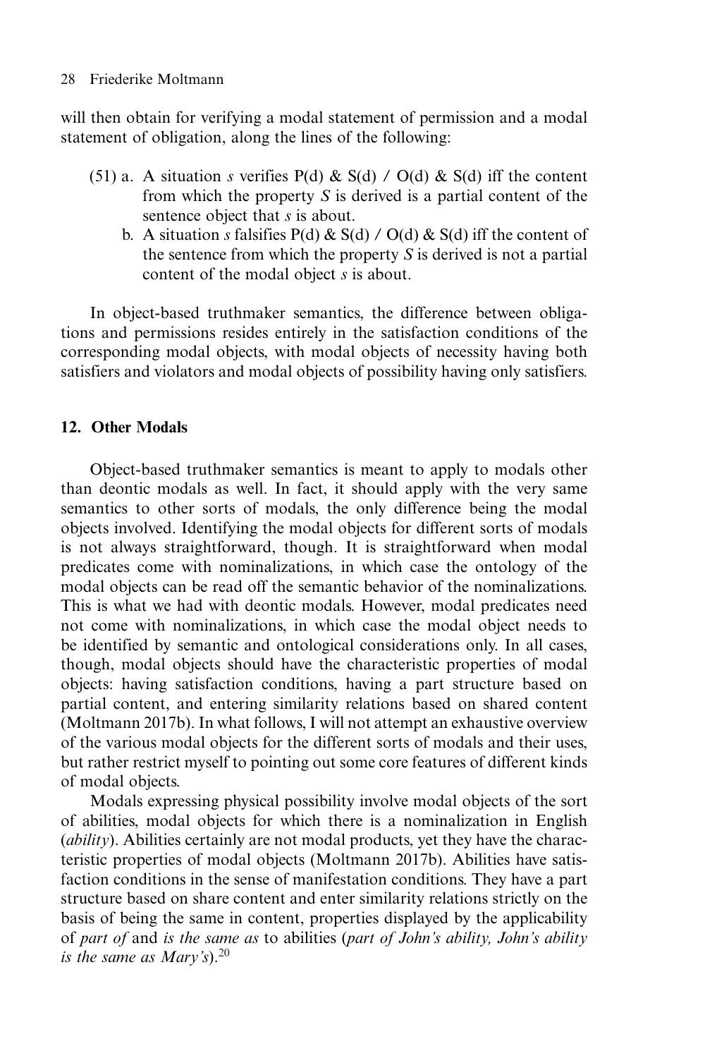will then obtain for verifying a modal statement of permission and a modal statement of obligation, along the lines of the following:

(51) a. A situation *s* verifies P(d) & S(d) / O(d) & S(d) iff the content from which the property *S* is derived is a partial content of the sentence object that *s* is about.

b. A situation *s* falsifies P(d) & S(d) / O(d) & S(d) iff the content of the sentence from which the property *S* is derived is not a partial content of the modal object *s* is about.

In object-based truthmaker semantics, the difference between obligations and permissions resides entirely in the satisfaction conditions of the corresponding modal objects, with modal objects of necessity having both satisfiers and violators and modal objects of possibility having only satisfiers.

## 12. Other Modals

Object-based truthmaker semantics is meant to apply to modals other than deontic modals as well. In fact, it should apply with the very same semantics to other sorts of modals, the only difference being the modal objects involved. Identifying the modal objects for different sorts of modals is not always straightforward, though. It is straightforward when modal predicates come with nominalizations, in which case the ontology of the modal objects can be read off the semantic behavior of the nominalizations. This is what we had with deontic modals. However, modal predicates need not come with nominalizations, in which case the modal object needs to be identified by semantic and ontological considerations only. In all cases, though, modal objects should have the characteristic properties of modal objects: having satisfaction conditions, having a part structure based on partial content, and entering similarity relations based on shared content (Moltmann 2017b). In what follows, I will not attempt an exhaustive overview of the various modal objects for the different sorts of modals and their uses, but rather restrict myself to pointing out some core features of different kinds of modal objects.

Modals expressing physical possibility involve modal objects of the sort of abilities, modal objects for which there is a nominalization in English (*ability*). Abilities certainly are not modal products, yet they have the characteristic properties of modal objects (Moltmann 2017b). Abilities have satisfaction conditions in the sense of manifestation conditions. They have a part structure based on share content and enter similarity relations strictly on the basis of being the same in content, properties displayed by the applicability of *part of* and *is the same as* to abilities (*part of John's ability, John's ability is the same as Mary's*).[20]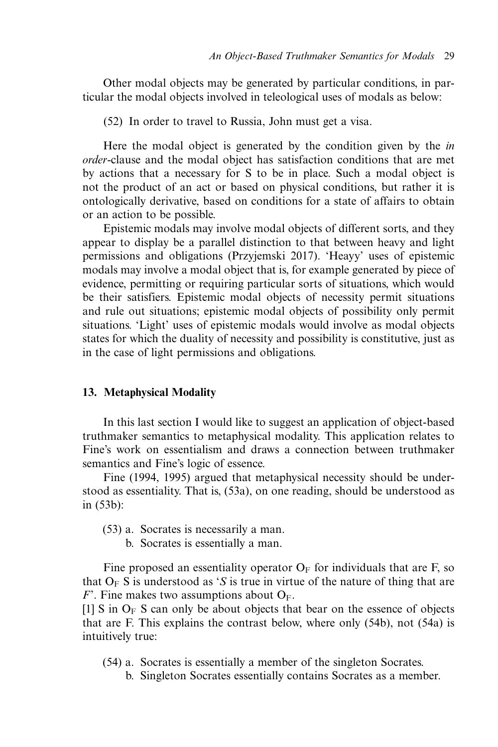Other modal objects may be generated by particular conditions, in particular the modal objects involved in teleological uses of modals as below:

(52) In order to travel to Russia, John must get a visa.

Here the modal object is generated by the condition given by the *in order*-clause and the modal object has satisfaction conditions that are met by actions that a necessary for S to be in place. Such a modal object is not the product of an act or based on physical conditions, but rather it is ontologically derivative, based on conditions for a state of affairs to obtain or an action to be possible.

Epistemic modals may involve modal objects of different sorts, and they appear to display be a parallel distinction to that between heavy and light permissions and obligations (Przyjemski 2017). 'Heayy' uses of epistemic modals may involve a modal object that is, for example generated by piece of evidence, permitting or requiring particular sorts of situations, which would be their satisfiers. Epistemic modal objects of necessity permit situations and rule out situations; epistemic modal objects of possibility only permit situations. 'Light' uses of epistemic modals would involve as modal objects states for which the duality of necessity and possibility is constitutive, just as in the case of light permissions and obligations.

## 13. Metaphysical Modality

In this last section I would like to suggest an application of object-based truthmaker semantics to metaphysical modality. This application relates to Fine's work on essentialism and draws a connection between truthmaker semantics and Fine's logic of essence.

Fine (1994, 1995) argued that metaphysical necessity should be understood as essentiality. That is, (53a), on one reading, should be understood as in (53b):

(53) a. Socrates is necessarily a man.
 b. Socrates is essentially a man.

Fine proposed an essentiality operator $O_F$ for individuals that are F, so that $O_F$ S is understood as '*S* is true in virtue of the nature of thing that are *F*'. Fine makes two assumptions about $O_F$.

[1] S in $O_F$ S can only be about objects that bear on the essence of objects that are F. This explains the contrast below, where only (54b), not (54a) is intuitively true:

(54) a. Socrates is essentially a member of the singleton Socrates.
 b. Singleton Socrates essentially contains Socrates as a member.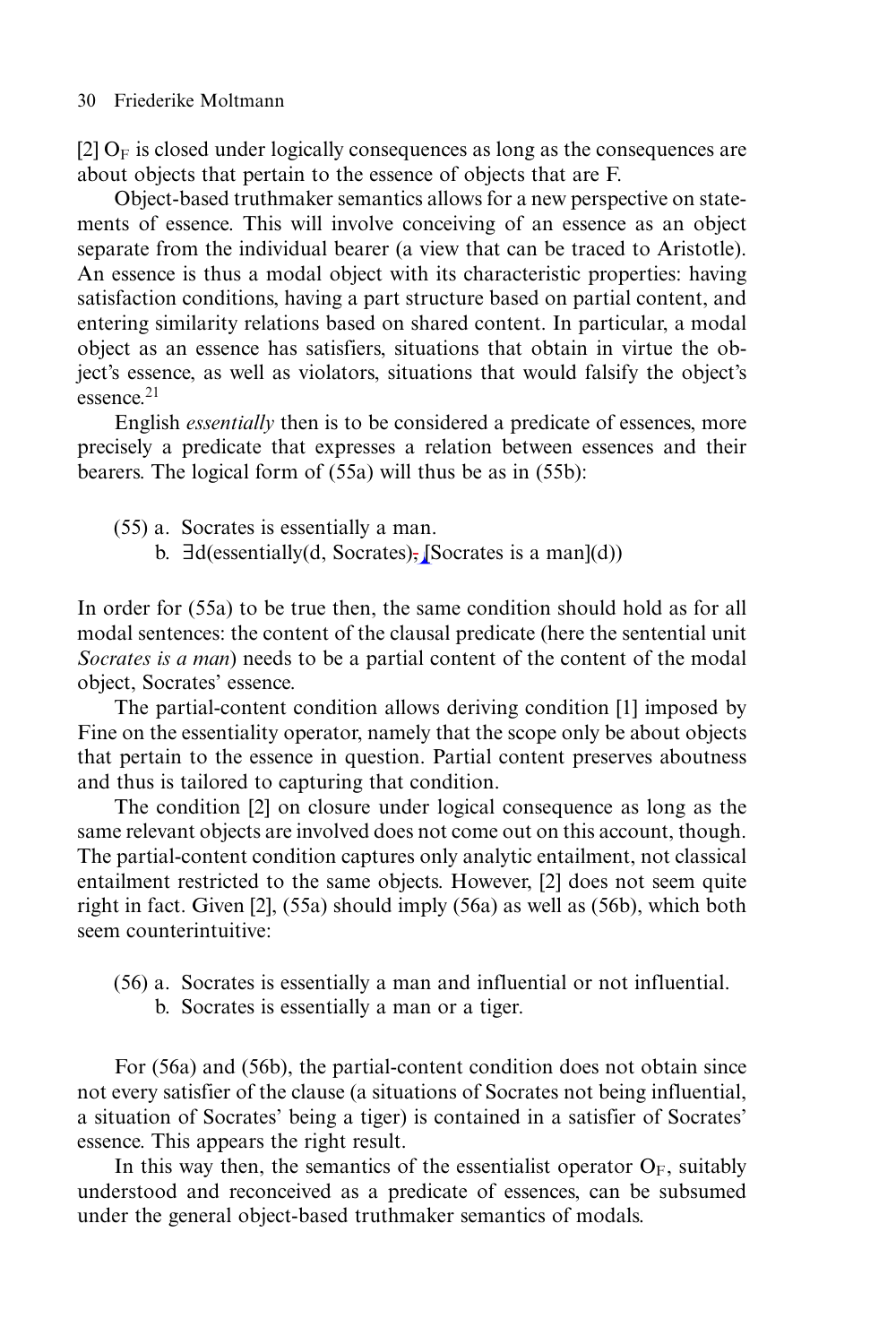[2] $O_F$ is closed under logically consequences as long as the consequences are about objects that pertain to the essence of objects that are F.

Object-based truthmaker semantics allows for a new perspective on statements of essence. This will involve conceiving of an essence as an object separate from the individual bearer (a view that can be traced to Aristotle). An essence is thus a modal object with its characteristic properties: having satisfaction conditions, having a part structure based on partial content, and entering similarity relations based on shared content. In particular, a modal object as an essence has satisfiers, situations that obtain in virtue the object's essence, as well as violators, situations that would falsify the object's essence.[21]

English *essentially* then is to be considered a predicate of essences, more precisely a predicate that expresses a relation between essences and their bearers. The logical form of (55a) will thus be as in (55b):

(55) a. Socrates is essentially a man.

b. ∃d(essentially(d, Socrates), [Socrates is a man](d))

In order for (55a) to be true then, the same condition should hold as for all modal sentences: the content of the clausal predicate (here the sentential unit *Socrates is a man*) needs to be a partial content of the content of the modal object, Socrates' essence.

The partial-content condition allows deriving condition [1] imposed by Fine on the essentiality operator, namely that the scope only be about objects that pertain to the essence in question. Partial content preserves aboutness and thus is tailored to capturing that condition.

The condition [2] on closure under logical consequence as long as the same relevant objects are involved does not come out on this account, though. The partial-content condition captures only analytic entailment, not classical entailment restricted to the same objects. However, [2] does not seem quite right in fact. Given [2], (55a) should imply (56a) as well as (56b), which both seem counterintuitive:

(56) a. Socrates is essentially a man and influential or not influential.

b. Socrates is essentially a man or a tiger.

For (56a) and (56b), the partial-content condition does not obtain since not every satisfier of the clause (a situations of Socrates not being influential, a situation of Socrates' being a tiger) is contained in a satisfier of Socrates' essence. This appears the right result.

In this way then, the semantics of the essentialist operator $O_F$, suitably understood and reconceived as a predicate of essences, can be subsumed under the general object-based truthmaker semantics of modals.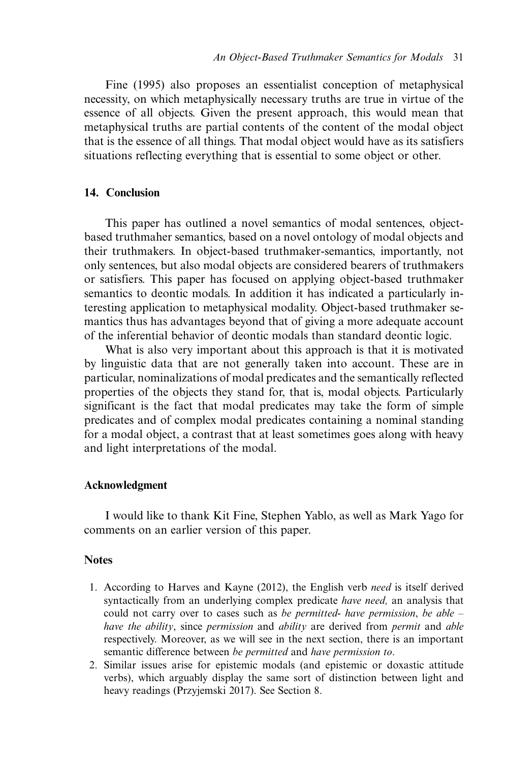Fine (1995) also proposes an essentialist conception of metaphysical necessity, on which metaphysically necessary truths are true in virtue of the essence of all objects. Given the present approach, this would mean that metaphysical truths are partial contents of the content of the modal object that is the essence of all things. That modal object would have as its satisfiers situations reflecting everything that is essential to some object or other.

## 14. Conclusion

This paper has outlined a novel semantics of modal sentences, object-based truthmaher semantics, based on a novel ontology of modal objects and their truthmakers. In object-based truthmaker-semantics, importantly, not only sentences, but also modal objects are considered bearers of truthmakers or satisfiers. This paper has focused on applying object-based truthmaker semantics to deontic modals. In addition it has indicated a particularly interesting application to metaphysical modality. Object-based truthmaker semantics thus has advantages beyond that of giving a more adequate account of the inferential behavior of deontic modals than standard deontic logic.

What is also very important about this approach is that it is motivated by linguistic data that are not generally taken into account. These are in particular, nominalizations of modal predicates and the semantically reflected properties of the objects they stand for, that is, modal objects. Particularly significant is the fact that modal predicates may take the form of simple predicates and of complex modal predicates containing a nominal standing for a modal object, a contrast that at least sometimes goes along with heavy and light interpretations of the modal.

## Acknowledgment

I would like to thank Kit Fine, Stephen Yablo, as well as Mark Yago for comments on an earlier version of this paper.

## Notes

1. According to Harves and Kayne (2012), the English verb *need* is itself derived syntactically from an underlying complex predicate *have need,* an analysis that could not carry over to cases such as *be permitted- have permission*, *be able – have the ability*, since *permission* and *ability* are derived from *permit* and *able* respectively. Moreover, as we will see in the next section, there is an important semantic difference between *be permitted* and *have permission to*.
2. Similar issues arise for epistemic modals (and epistemic or doxastic attitude verbs), which arguably display the same sort of distinction between light and heavy readings (Przyjemski 2017). See Section 8.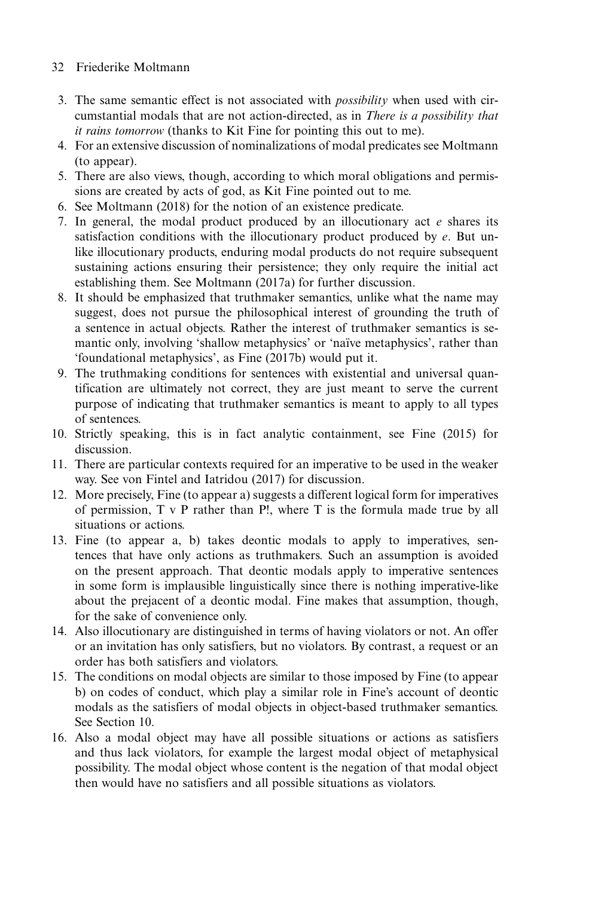3. The same semantic effect is not associated with *possibility* when used with circumstantial modals that are not action-directed, as in *There is a possibility that it rains tomorrow* (thanks to Kit Fine for pointing this out to me).
4. For an extensive discussion of nominalizations of modal predicates see Moltmann (to appear).
5. There are also views, though, according to which moral obligations and permissions are created by acts of god, as Kit Fine pointed out to me.
6. See Moltmann (2018) for the notion of an existence predicate.
7. In general, the modal product produced by an illocutionary act *e* shares its satisfaction conditions with the illocutionary product produced by *e*. But unlike illocutionary products, enduring modal products do not require subsequent sustaining actions ensuring their persistence; they only require the initial act establishing them. See Moltmann (2017a) for further discussion.
8. It should be emphasized that truthmaker semantics, unlike what the name may suggest, does not pursue the philosophical interest of grounding the truth of a sentence in actual objects. Rather the interest of truthmaker semantics is semantic only, involving 'shallow metaphysics' or 'naïve metaphysics', rather than 'foundational metaphysics', as Fine (2017b) would put it.
9. The truthmaking conditions for sentences with existential and universal quantification are ultimately not correct, they are just meant to serve the current purpose of indicating that truthmaker semantics is meant to apply to all types of sentences.
10. Strictly speaking, this is in fact analytic containment, see Fine (2015) for discussion.
11. There are particular contexts required for an imperative to be used in the weaker way. See von Fintel and Iatridou (2017) for discussion.
12. More precisely, Fine (to appear a) suggests a different logical form for imperatives of permission, T v P rather than P!, where T is the formula made true by all situations or actions.
13. Fine (to appear a, b) takes deontic modals to apply to imperatives, sentences that have only actions as truthmakers. Such an assumption is avoided on the present approach. That deontic modals apply to imperative sentences in some form is implausible linguistically since there is nothing imperative-like about the prejacent of a deontic modal. Fine makes that assumption, though, for the sake of convenience only.
14. Also illocutionary are distinguished in terms of having violators or not. An offer or an invitation has only satisfiers, but no violators. By contrast, a request or an order has both satisfiers and violators.
15. The conditions on modal objects are similar to those imposed by Fine (to appear b) on codes of conduct, which play a similar role in Fine's account of deontic modals as the satisfiers of modal objects in object-based truthmaker semantics. See Section 10.
16. Also a modal object may have all possible situations or actions as satisfiers and thus lack violators, for example the largest modal object of metaphysical possibility. The modal object whose content is the negation of that modal object then would have no satisfiers and all possible situations as violators.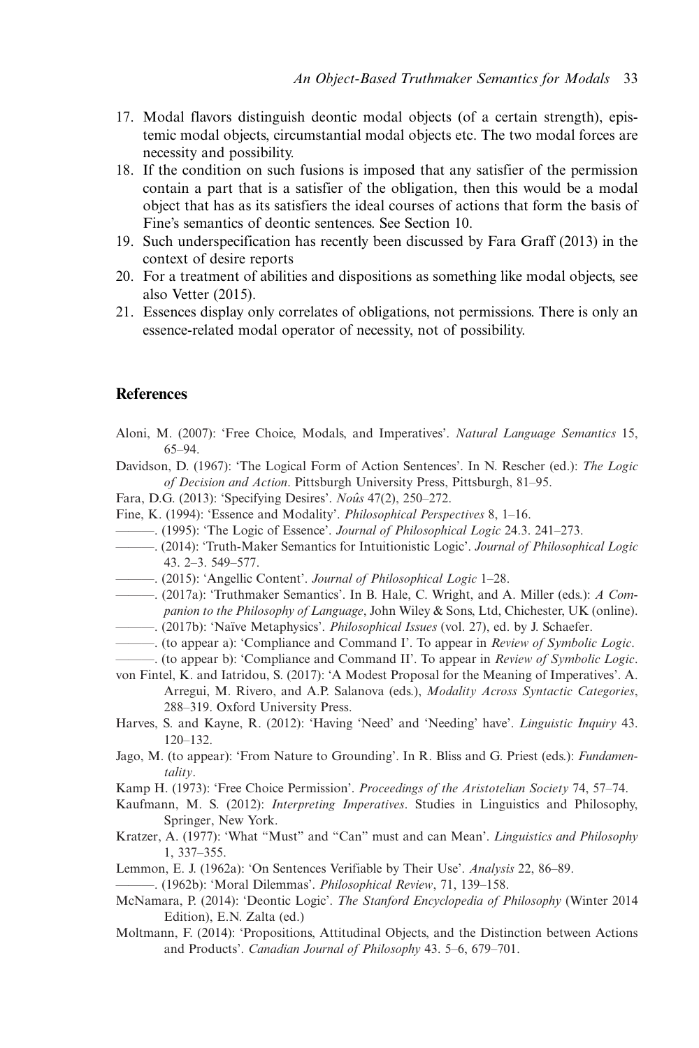17. Modal flavors distinguish deontic modal objects (of a certain strength), epistemic modal objects, circumstantial modal objects etc. The two modal forces are necessity and possibility.
18. If the condition on such fusions is imposed that any satisfier of the permission contain a part that is a satisfier of the obligation, then this would be a modal object that has as its satisfiers the ideal courses of actions that form the basis of Fine's semantics of deontic sentences. See Section 10.
19. Such underspecification has recently been discussed by Fara Graff (2013) in the context of desire reports
20. For a treatment of abilities and dispositions as something like modal objects, see also Vetter (2015).
21. Essences display only correlates of obligations, not permissions. There is only an essence-related modal operator of necessity, not of possibility.

## References

Aloni, M. (2007): 'Free Choice, Modals, and Imperatives'. *Natural Language Semantics* 15, 65–94.

Davidson, D. (1967): 'The Logical Form of Action Sentences'. In N. Rescher (ed.): *The Logic of Decision and Action*. Pittsburgh University Press, Pittsburgh, 81–95.

Fara, D.G. (2013): 'Specifying Desires'. *Noûs* 47(2), 250–272.

Fine, K. (1994): 'Essence and Modality'. *Philosophical Perspectives* 8, 1–16.

———. (1995): 'The Logic of Essence'. *Journal of Philosophical Logic* 24.3. 241–273.

———. (2014): 'Truth-Maker Semantics for Intuitionistic Logic'. *Journal of Philosophical Logic* 43. 2–3. 549–577.

———. (2015): 'Angellic Content'. *Journal of Philosophical Logic* 1–28.

———. (2017a): 'Truthmaker Semantics'. In B. Hale, C. Wright, and A. Miller (eds.): *A Companion to the Philosophy of Language*, John Wiley & Sons, Ltd, Chichester, UK (online).

———. (2017b): 'Naïve Metaphysics'. *Philosophical Issues* (vol. 27), ed. by J. Schaefer.

———. (to appear a): 'Compliance and Command I'. To appear in *Review of Symbolic Logic*.

———. (to appear b): 'Compliance and Command II'. To appear in *Review of Symbolic Logic*.

von Fintel, K. and Iatridou, S. (2017): 'A Modest Proposal for the Meaning of Imperatives'. A. Arregui, M. Rivero, and A.P. Salanova (eds.), *Modality Across Syntactic Categories*, 288–319. Oxford University Press.

Harves, S. and Kayne, R. (2012): 'Having 'Need' and 'Needing' have'. *Linguistic Inquiry* 43. 120–132.

Jago, M. (to appear): 'From Nature to Grounding'. In R. Bliss and G. Priest (eds.): *Fundamentality*.

Kamp H. (1973): 'Free Choice Permission'. *Proceedings of the Aristotelian Society* 74, 57–74.

Kaufmann, M. S. (2012): *Interpreting Imperatives*. Studies in Linguistics and Philosophy, Springer, New York.

Kratzer, A. (1977): 'What "Must" and "Can" must and can Mean'. *Linguistics and Philosophy* 1, 337–355.

Lemmon, E. J. (1962a): 'On Sentences Verifiable by Their Use'. *Analysis* 22, 86–89.

———. (1962b): 'Moral Dilemmas'. *Philosophical Review*, 71, 139–158.

McNamara, P. (2014): 'Deontic Logic'. *The Stanford Encyclopedia of Philosophy* (Winter 2014 Edition), E.N. Zalta (ed.)

Moltmann, F. (2014): 'Propositions, Attitudinal Objects, and the Distinction between Actions and Products'. *Canadian Journal of Philosophy* 43. 5–6, 679–701.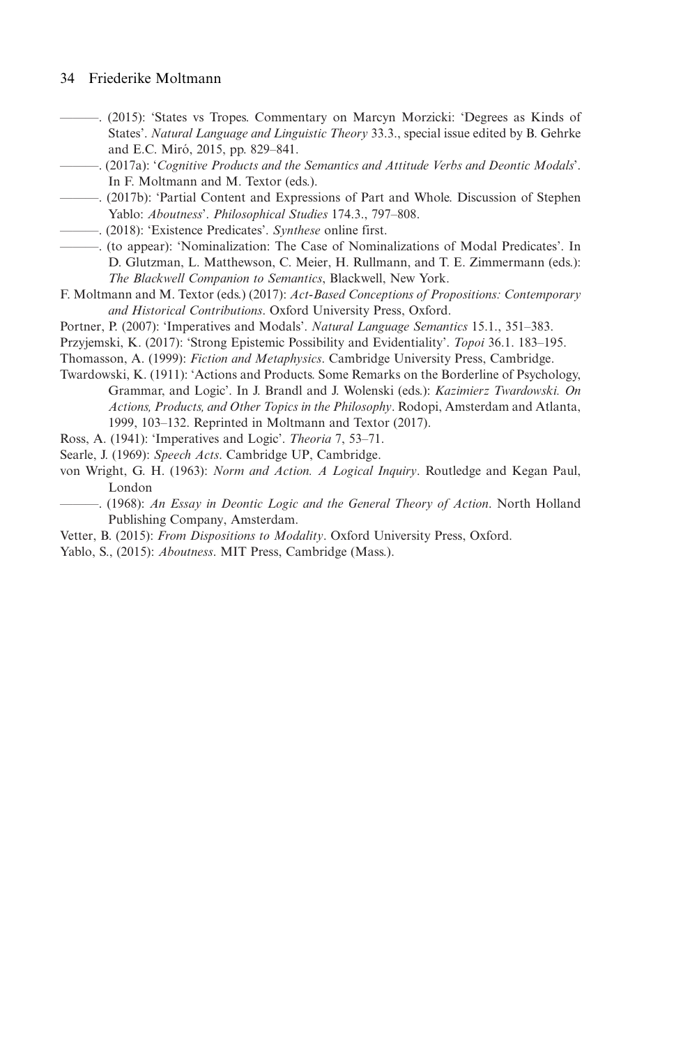———. (2015): 'States vs Tropes. Commentary on Marcyn Morzicki: 'Degrees as Kinds of States'. *Natural Language and Linguistic Theory* 33.3., special issue edited by B. Gehrke and E.C. Miró, 2015, pp. 829–841.

———. (2017a): '*Cognitive Products and the Semantics and Attitude Verbs and Deontic Modals*'. In F. Moltmann and M. Textor (eds.).

———. (2017b): 'Partial Content and Expressions of Part and Whole. Discussion of Stephen Yablo: *Aboutness*'. *Philosophical Studies* 174.3., 797–808.

———. (2018): 'Existence Predicates'. *Synthese* online first.

———. (to appear): 'Nominalization: The Case of Nominalizations of Modal Predicates'. In D. Glutzman, L. Matthewson, C. Meier, H. Rullmann, and T. E. Zimmermann (eds.): *The Blackwell Companion to Semantics*, Blackwell, New York.

F. Moltmann and M. Textor (eds.) (2017): *Act-Based Conceptions of Propositions: Contemporary and Historical Contributions*. Oxford University Press, Oxford.

Portner, P. (2007): 'Imperatives and Modals'. *Natural Language Semantics* 15.1., 351–383.

Przyjemski, K. (2017): 'Strong Epistemic Possibility and Evidentiality'. *Topoi* 36.1. 183–195.

Thomasson, A. (1999): *Fiction and Metaphysics*. Cambridge University Press, Cambridge.

Twardowski, K. (1911): 'Actions and Products. Some Remarks on the Borderline of Psychology, Grammar, and Logic'. In J. Brandl and J. Wolenski (eds.): *Kazimierz Twardowski. On Actions, Products, and Other Topics in the Philosophy*. Rodopi, Amsterdam and Atlanta, 1999, 103–132. Reprinted in Moltmann and Textor (2017).

Ross, A. (1941): 'Imperatives and Logic'. *Theoria* 7, 53–71.

Searle, J. (1969): *Speech Acts*. Cambridge UP, Cambridge.

von Wright, G. H. (1963): *Norm and Action. A Logical Inquiry*. Routledge and Kegan Paul, London

———. (1968): *An Essay in Deontic Logic and the General Theory of Action*. North Holland Publishing Company, Amsterdam.

Vetter, B. (2015): *From Dispositions to Modality*. Oxford University Press, Oxford.

Yablo, S., (2015): *Aboutness*. MIT Press, Cambridge (Mass.).